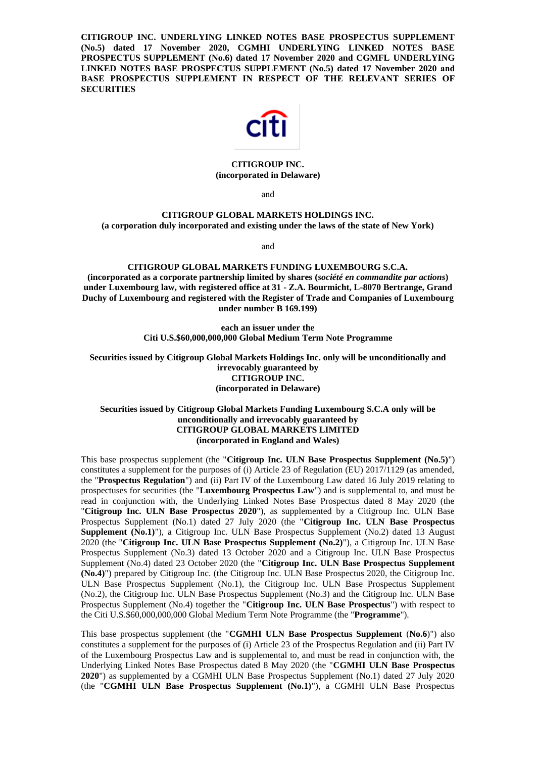**CITIGROUP INC. UNDERLYING LINKED NOTES BASE PROSPECTUS SUPPLEMENT (No.5) dated 17 November 2020, CGMHI UNDERLYING LINKED NOTES BASE PROSPECTUS SUPPLEMENT (No.6) dated 17 November 2020 and CGMFL UNDERLYING LINKED NOTES BASE PROSPECTUS SUPPLEMENT (No.5) dated 17 November 2020 and BASE PROSPECTUS SUPPLEMENT IN RESPECT OF THE RELEVANT SERIES OF SECURITIES**

**CITIGROUP INC.**
**(incorporated in Delaware)**

and

**CITIGROUP GLOBAL MARKETS HOLDINGS INC.**
**(a corporation duly incorporated and existing under the laws of the state of New York)**

and

**CITIGROUP GLOBAL MARKETS FUNDING LUXEMBOURG S.C.A.**
**(incorporated as a corporate partnership limited by shares (*société en commandite par actions*) under Luxembourg law, with registered office at 31 - Z.A. Bourmicht, L-8070 Bertrange, Grand Duchy of Luxembourg and registered with the Register of Trade and Companies of Luxembourg under number B 169.199)**

**each an issuer under the**
**Citi U.S.$60,000,000,000 Global Medium Term Note Programme**

**Securities issued by Citigroup Global Markets Holdings Inc. only will be unconditionally and irrevocably guaranteed by**
**CITIGROUP INC.**
**(incorporated in Delaware)**

**Securities issued by Citigroup Global Markets Funding Luxembourg S.C.A only will be unconditionally and irrevocably guaranteed by**
**CITIGROUP GLOBAL MARKETS LIMITED**
**(incorporated in England and Wales)**

This base prospectus supplement (the "**Citigroup Inc. ULN Base Prospectus Supplement (No.5)**") constitutes a supplement for the purposes of (i) Article 23 of Regulation (EU) 2017/1129 (as amended, the "**Prospectus Regulation**") and (ii) Part IV of the Luxembourg Law dated 16 July 2019 relating to prospectuses for securities (the "**Luxembourg Prospectus Law**") and is supplemental to, and must be read in conjunction with, the Underlying Linked Notes Base Prospectus dated 8 May 2020 (the "**Citigroup Inc. ULN Base Prospectus 2020**"), as supplemented by a Citigroup Inc. ULN Base Prospectus Supplement (No.1) dated 27 July 2020 (the "**Citigroup Inc. ULN Base Prospectus Supplement (No.1)**"), a Citigroup Inc. ULN Base Prospectus Supplement (No.2) dated 13 August 2020 (the "**Citigroup Inc. ULN Base Prospectus Supplement (No.2)**"), a Citigroup Inc. ULN Base Prospectus Supplement (No.3) dated 13 October 2020 and a Citigroup Inc. ULN Base Prospectus Supplement (No.4) dated 23 October 2020 (the "**Citigroup Inc. ULN Base Prospectus Supplement (No.4)**") prepared by Citigroup Inc. (the Citigroup Inc. ULN Base Prospectus 2020, the Citigroup Inc. ULN Base Prospectus Supplement (No.1), the Citigroup Inc. ULN Base Prospectus Supplement (No.2), the Citigroup Inc. ULN Base Prospectus Supplement (No.3) and the Citigroup Inc. ULN Base Prospectus Supplement (No.4) together the "**Citigroup Inc. ULN Base Prospectus**") with respect to the Citi U.S.$60,000,000,000 Global Medium Term Note Programme (the "**Programme**").

This base prospectus supplement (the "**CGMHI ULN Base Prospectus Supplement** (**No.6**)") also constitutes a supplement for the purposes of (i) Article 23 of the Prospectus Regulation and (ii) Part IV of the Luxembourg Prospectus Law and is supplemental to, and must be read in conjunction with, the Underlying Linked Notes Base Prospectus dated 8 May 2020 (the "**CGMHI ULN Base Prospectus 2020**") as supplemented by a CGMHI ULN Base Prospectus Supplement (No.1) dated 27 July 2020 (the "**CGMHI ULN Base Prospectus Supplement (No.1)**"), a CGMHI ULN Base Prospectus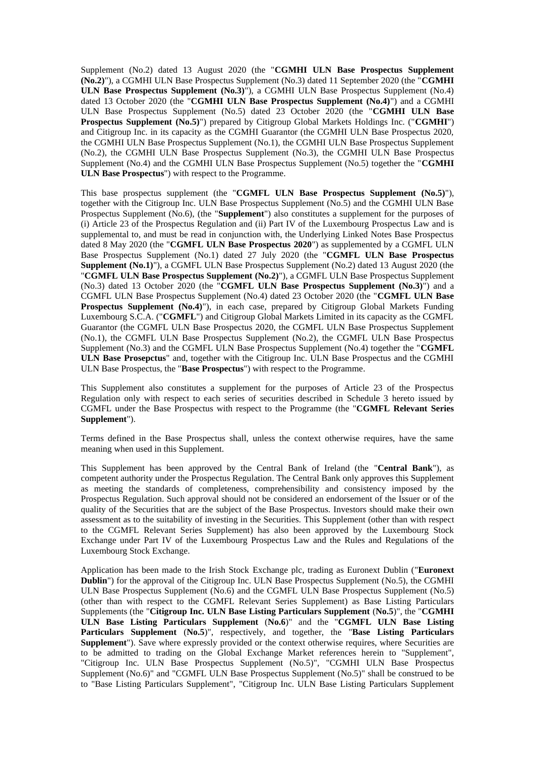Supplement (No.2) dated 13 August 2020 (the "**CGMHI ULN Base Prospectus Supplement (No.2)**"), a CGMHI ULN Base Prospectus Supplement (No.3) dated 11 September 2020 (the "**CGMHI ULN Base Prospectus Supplement (No.3)**"), a CGMHI ULN Base Prospectus Supplement (No.4) dated 13 October 2020 (the "**CGMHI ULN Base Prospectus Supplement (No.4)**") and a CGMHI ULN Base Prospectus Supplement (No.5) dated 23 October 2020 (the "**CGMHI ULN Base Prospectus Supplement (No.5)**") prepared by Citigroup Global Markets Holdings Inc. ("**CGMHI**") and Citigroup Inc. in its capacity as the CGMHI Guarantor (the CGMHI ULN Base Prospectus 2020, the CGMHI ULN Base Prospectus Supplement (No.1), the CGMHI ULN Base Prospectus Supplement (No.2), the CGMHI ULN Base Prospectus Supplement (No.3), the CGMHI ULN Base Prospectus Supplement (No.4) and the CGMHI ULN Base Prospectus Supplement (No.5) together the "**CGMHI ULN Base Prospectus**") with respect to the Programme.

This base prospectus supplement (the "**CGMFL ULN Base Prospectus Supplement (No.5)**"), together with the Citigroup Inc. ULN Base Prospectus Supplement (No.5) and the CGMHI ULN Base Prospectus Supplement (No.6), (the "**Supplement**") also constitutes a supplement for the purposes of (i) Article 23 of the Prospectus Regulation and (ii) Part IV of the Luxembourg Prospectus Law and is supplemental to, and must be read in conjunction with, the Underlying Linked Notes Base Prospectus dated 8 May 2020 (the "**CGMFL ULN Base Prospectus 2020**") as supplemented by a CGMFL ULN Base Prospectus Supplement (No.1) dated 27 July 2020 (the "**CGMFL ULN Base Prospectus Supplement (No.1)**"), a CGMFL ULN Base Prospectus Supplement (No.2) dated 13 August 2020 (the "**CGMFL ULN Base Prospectus Supplement (No.2)**"), a CGMFL ULN Base Prospectus Supplement (No.3) dated 13 October 2020 (the "**CGMFL ULN Base Prospectus Supplement (No.3)**") and a CGMFL ULN Base Prospectus Supplement (No.4) dated 23 October 2020 (the "**CGMFL ULN Base Prospectus Supplement (No.4)**"), in each case, prepared by Citigroup Global Markets Funding Luxembourg S.C.A. ("**CGMFL**") and Citigroup Global Markets Limited in its capacity as the CGMFL Guarantor (the CGMFL ULN Base Prospectus 2020, the CGMFL ULN Base Prospectus Supplement (No.1), the CGMFL ULN Base Prospectus Supplement (No.2), the CGMFL ULN Base Prospectus Supplement (No.3) and the CGMFL ULN Base Prospectus Supplement (No.4) together the "**CGMFL ULN Base Prosepctus**" and, together with the Citigroup Inc. ULN Base Prospectus and the CGMHI ULN Base Prospectus, the "**Base Prospectus**") with respect to the Programme.

This Supplement also constitutes a supplement for the purposes of Article 23 of the Prospectus Regulation only with respect to each series of securities described in Schedule 3 hereto issued by CGMFL under the Base Prospectus with respect to the Programme (the "**CGMFL Relevant Series Supplement**").

Terms defined in the Base Prospectus shall, unless the context otherwise requires, have the same meaning when used in this Supplement.

This Supplement has been approved by the Central Bank of Ireland (the "**Central Bank**"), as competent authority under the Prospectus Regulation. The Central Bank only approves this Supplement as meeting the standards of completeness, comprehensibility and consistency imposed by the Prospectus Regulation. Such approval should not be considered an endorsement of the Issuer or of the quality of the Securities that are the subject of the Base Prospectus. Investors should make their own assessment as to the suitability of investing in the Securities. This Supplement (other than with respect to the CGMFL Relevant Series Supplement) has also been approved by the Luxembourg Stock Exchange under Part IV of the Luxembourg Prospectus Law and the Rules and Regulations of the Luxembourg Stock Exchange.

Application has been made to the Irish Stock Exchange plc, trading as Euronext Dublin ("**Euronext Dublin**") for the approval of the Citigroup Inc. ULN Base Prospectus Supplement (No.5), the CGMHI ULN Base Prospectus Supplement (No.6) and the CGMFL ULN Base Prospectus Supplement (No.5) (other than with respect to the CGMFL Relevant Series Supplement) as Base Listing Particulars Supplements (the "**Citigroup Inc. ULN Base Listing Particulars Supplement** (**No.5**)", the "**CGMHI ULN Base Listing Particulars Supplement** (**No.6**)" and the "**CGMFL ULN Base Listing Particulars Supplement** (**No.5**)", respectively, and together, the "**Base Listing Particulars Supplement**"). Save where expressly provided or the context otherwise requires, where Securities are to be admitted to trading on the Global Exchange Market references herein to "Supplement", "Citigroup Inc. ULN Base Prospectus Supplement (No.5)", "CGMHI ULN Base Prospectus Supplement (No.6)" and "CGMFL ULN Base Prospectus Supplement (No.5)" shall be construed to be to "Base Listing Particulars Supplement", "Citigroup Inc. ULN Base Listing Particulars Supplement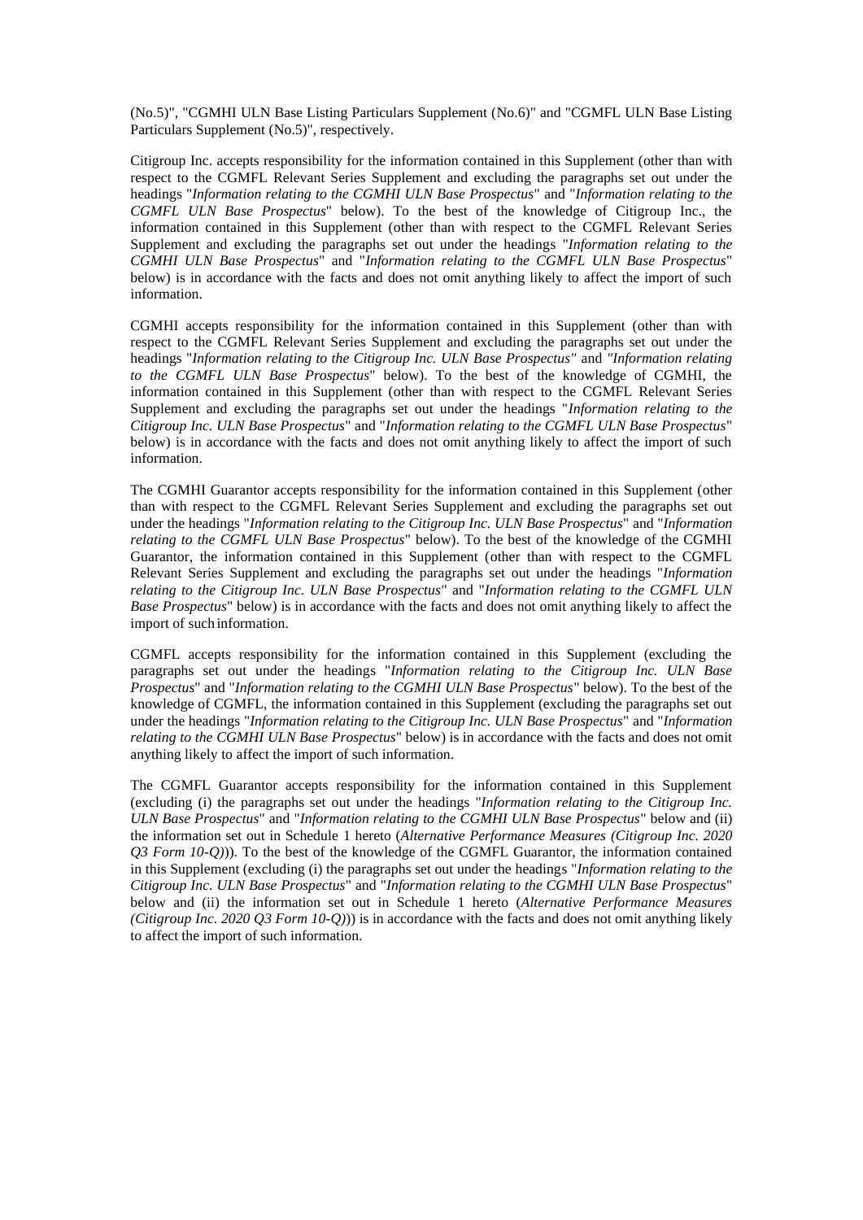(No.5)", "CGMHI ULN Base Listing Particulars Supplement (No.6)" and "CGMFL ULN Base Listing Particulars Supplement (No.5)", respectively.

Citigroup Inc. accepts responsibility for the information contained in this Supplement (other than with respect to the CGMFL Relevant Series Supplement and excluding the paragraphs set out under the headings "*Information relating to the CGMHI ULN Base Prospectus*" and "*Information relating to the CGMFL ULN Base Prospectus*" below). To the best of the knowledge of Citigroup Inc., the information contained in this Supplement (other than with respect to the CGMFL Relevant Series Supplement and excluding the paragraphs set out under the headings "*Information relating to the CGMHI ULN Base Prospectus*" and "*Information relating to the CGMFL ULN Base Prospectus*" below) is in accordance with the facts and does not omit anything likely to affect the import of such information.

CGMHI accepts responsibility for the information contained in this Supplement (other than with respect to the CGMFL Relevant Series Supplement and excluding the paragraphs set out under the headings "*Information relating to the Citigroup Inc. ULN Base Prospectus*" and "*Information relating to the CGMFL ULN Base Prospectus*" below). To the best of the knowledge of CGMHI, the information contained in this Supplement (other than with respect to the CGMFL Relevant Series Supplement and excluding the paragraphs set out under the headings "*Information relating to the Citigroup Inc. ULN Base Prospectus*" and "*Information relating to the CGMFL ULN Base Prospectus*" below) is in accordance with the facts and does not omit anything likely to affect the import of such information.

The CGMHI Guarantor accepts responsibility for the information contained in this Supplement (other than with respect to the CGMFL Relevant Series Supplement and excluding the paragraphs set out under the headings "*Information relating to the Citigroup Inc. ULN Base Prospectus*" and "*Information relating to the CGMFL ULN Base Prospectus*" below). To the best of the knowledge of the CGMHI Guarantor, the information contained in this Supplement (other than with respect to the CGMFL Relevant Series Supplement and excluding the paragraphs set out under the headings "*Information relating to the Citigroup Inc. ULN Base Prospectus*" and "*Information relating to the CGMFL ULN Base Prospectus*" below) is in accordance with the facts and does not omit anything likely to affect the import of such information.

CGMFL accepts responsibility for the information contained in this Supplement (excluding the paragraphs set out under the headings "*Information relating to the Citigroup Inc. ULN Base Prospectus*" and "*Information relating to the CGMHI ULN Base Prospectus*" below). To the best of the knowledge of CGMFL, the information contained in this Supplement (excluding the paragraphs set out under the headings "*Information relating to the Citigroup Inc. ULN Base Prospectus*" and "*Information relating to the CGMHI ULN Base Prospectus*" below) is in accordance with the facts and does not omit anything likely to affect the import of such information.

The CGMFL Guarantor accepts responsibility for the information contained in this Supplement (excluding (i) the paragraphs set out under the headings "*Information relating to the Citigroup Inc. ULN Base Prospectus*" and "*Information relating to the CGMHI ULN Base Prospectus*" below and (ii) the information set out in Schedule 1 hereto (*Alternative Performance Measures (Citigroup Inc. 2020 Q3 Form 10-Q)*)). To the best of the knowledge of the CGMFL Guarantor, the information contained in this Supplement (excluding (i) the paragraphs set out under the headings "*Information relating to the Citigroup Inc. ULN Base Prospectus*" and "*Information relating to the CGMHI ULN Base Prospectus*" below and (ii) the information set out in Schedule 1 hereto (*Alternative Performance Measures (Citigroup Inc. 2020 Q3 Form 10-Q)*)) is in accordance with the facts and does not omit anything likely to affect the import of such information.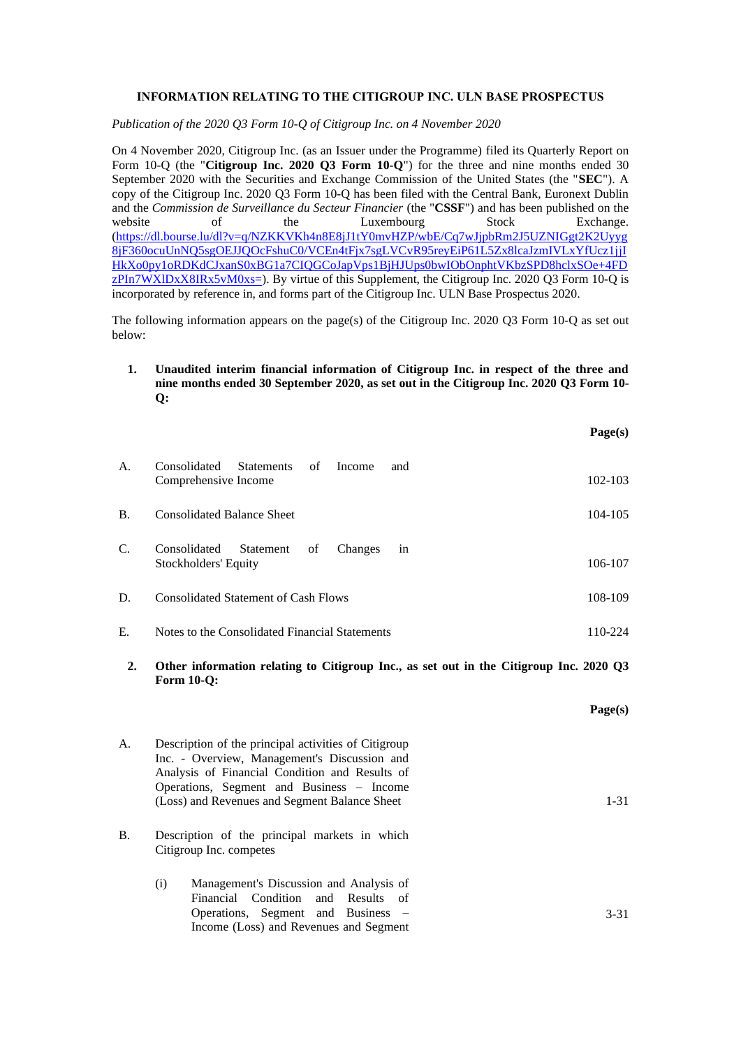## INFORMATION RELATING TO THE CITIGROUP INC. ULN BASE PROSPECTUS

*Publication of the 2020 Q3 Form 10-Q of Citigroup Inc. on 4 November 2020*

On 4 November 2020, Citigroup Inc. (as an Issuer under the Programme) filed its Quarterly Report on Form 10-Q (the "**Citigroup Inc. 2020 Q3 Form 10-Q**") for the three and nine months ended 30 September 2020 with the Securities and Exchange Commission of the United States (the "**SEC**"). A copy of the Citigroup Inc. 2020 Q3 Form 10-Q has been filed with the Central Bank, Euronext Dublin and the *Commission de Surveillance du Secteur Financier* (the "**CSSF**") and has been published on the website of the Luxembourg Stock Exchange. (https://dl.bourse.lu/dl?v=q/NZKKVKh4n8E8jJ1tY0mvHZP/wbE/Cq7wJjpbRm2J5UZNIGgt2K2Uyyg8jF360ocuUnNQ5sgOEJJQOcFshuC0/VCEn4tFjx7sgLVCvR95reyEiP61L5Zx8lcaJzmIVLxYfUcz1jjIHkXo0py1oRDKdCJxanS0xBG1a7CIQGCoJapVps1BjHJUps0bwIObOnphtVKbzSPD8hclxSOe+4FDzPIn7WXlDxX8IRx5vM0xs=). By virtue of this Supplement, the Citigroup Inc. 2020 Q3 Form 10-Q is incorporated by reference in, and forms part of the Citigroup Inc. ULN Base Prospectus 2020.

The following information appears on the page(s) of the Citigroup Inc. 2020 Q3 Form 10-Q as set out below:

**1. Unaudited interim financial information of Citigroup Inc. in respect of the three and nine months ended 30 September 2020, as set out in the Citigroup Inc. 2020 Q3 Form 10-Q:**

| | | Page(s) |
|---|---|---|
| A. | Consolidated Statements of Income and Comprehensive Income | 102-103 |
| B. | Consolidated Balance Sheet | 104-105 |
| C. | Consolidated Statement of Changes in Stockholders' Equity | 106-107 |
| D. | Consolidated Statement of Cash Flows | 108-109 |
| E. | Notes to the Consolidated Financial Statements | 110-224 |

**2. Other information relating to Citigroup Inc., as set out in the Citigroup Inc. 2020 Q3 Form 10-Q:**

| | | Page(s) |
|---|---|---|
| A. | Description of the principal activities of Citigroup Inc. - Overview, Management's Discussion and Analysis of Financial Condition and Results of Operations, Segment and Business – Income (Loss) and Revenues and Segment Balance Sheet | 1-31 |
| B. | Description of the principal markets in which Citigroup Inc. competes | |
| | (i) Management's Discussion and Analysis of Financial Condition and Results of Operations, Segment and Business – Income (Loss) and Revenues and Segment | 3-31 |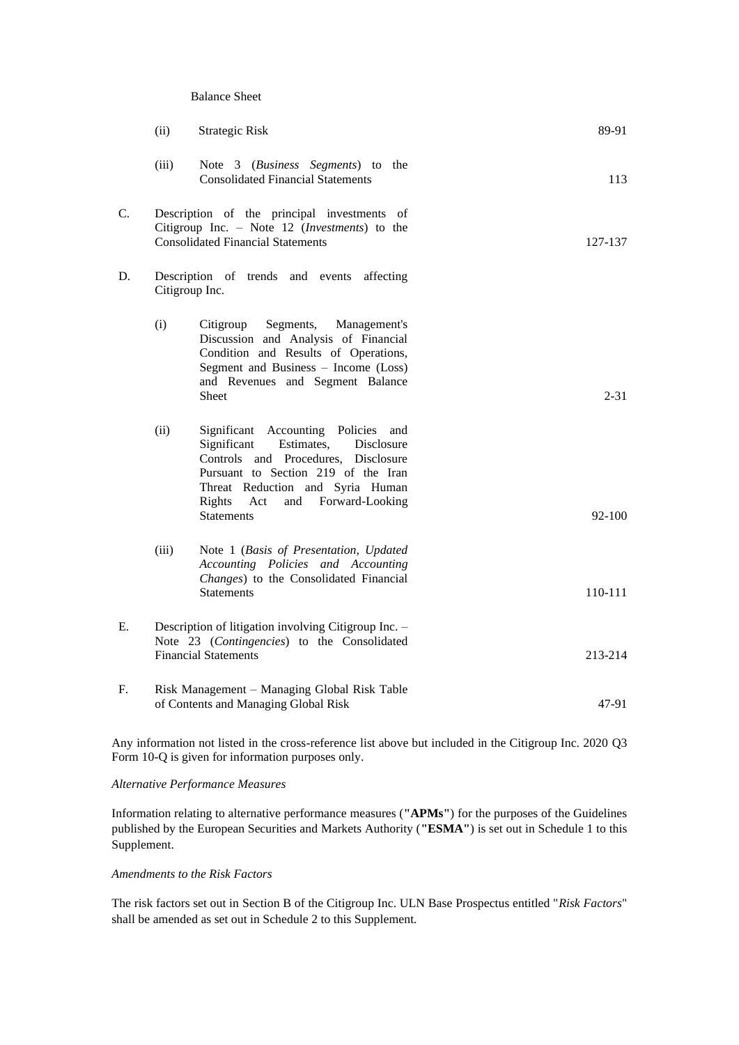| | | | |
|---|---|---|---|
| | | Balance Sheet | |
| | (ii) | Strategic Risk | 89-91 |
| | (iii) | Note 3 (*Business Segments*) to the Consolidated Financial Statements | 113 |
| C. | Description of the principal investments of Citigroup Inc. – Note 12 (*Investments*) to the Consolidated Financial Statements | | 127-137 |
| D. | Description of trends and events affecting Citigroup Inc. | | |
| | (i) | Citigroup Segments, Management's Discussion and Analysis of Financial Condition and Results of Operations, Segment and Business – Income (Loss) and Revenues and Segment Balance Sheet | 2-31 |
| | (ii) | Significant Accounting Policies and Significant Estimates, Disclosure Controls and Procedures, Disclosure Pursuant to Section 219 of the Iran Threat Reduction and Syria Human Rights Act and Forward-Looking Statements | 92-100 |
| | (iii) | Note 1 (*Basis of Presentation, Updated Accounting Policies and Accounting Changes*) to the Consolidated Financial Statements | 110-111 |
| E. | Description of litigation involving Citigroup Inc. – Note 23 (*Contingencies*) to the Consolidated Financial Statements | | 213-214 |
| F. | Risk Management – Managing Global Risk Table of Contents and Managing Global Risk | | 47-91 |

Any information not listed in the cross-reference list above but included in the Citigroup Inc. 2020 Q3 Form 10-Q is given for information purposes only.

*Alternative Performance Measures*

Information relating to alternative performance measures (**"APMs"**) for the purposes of the Guidelines published by the European Securities and Markets Authority (**"ESMA"**) is set out in Schedule 1 to this Supplement.

*Amendments to the Risk Factors*

The risk factors set out in Section B of the Citigroup Inc. ULN Base Prospectus entitled "*Risk Factors*" shall be amended as set out in Schedule 2 to this Supplement.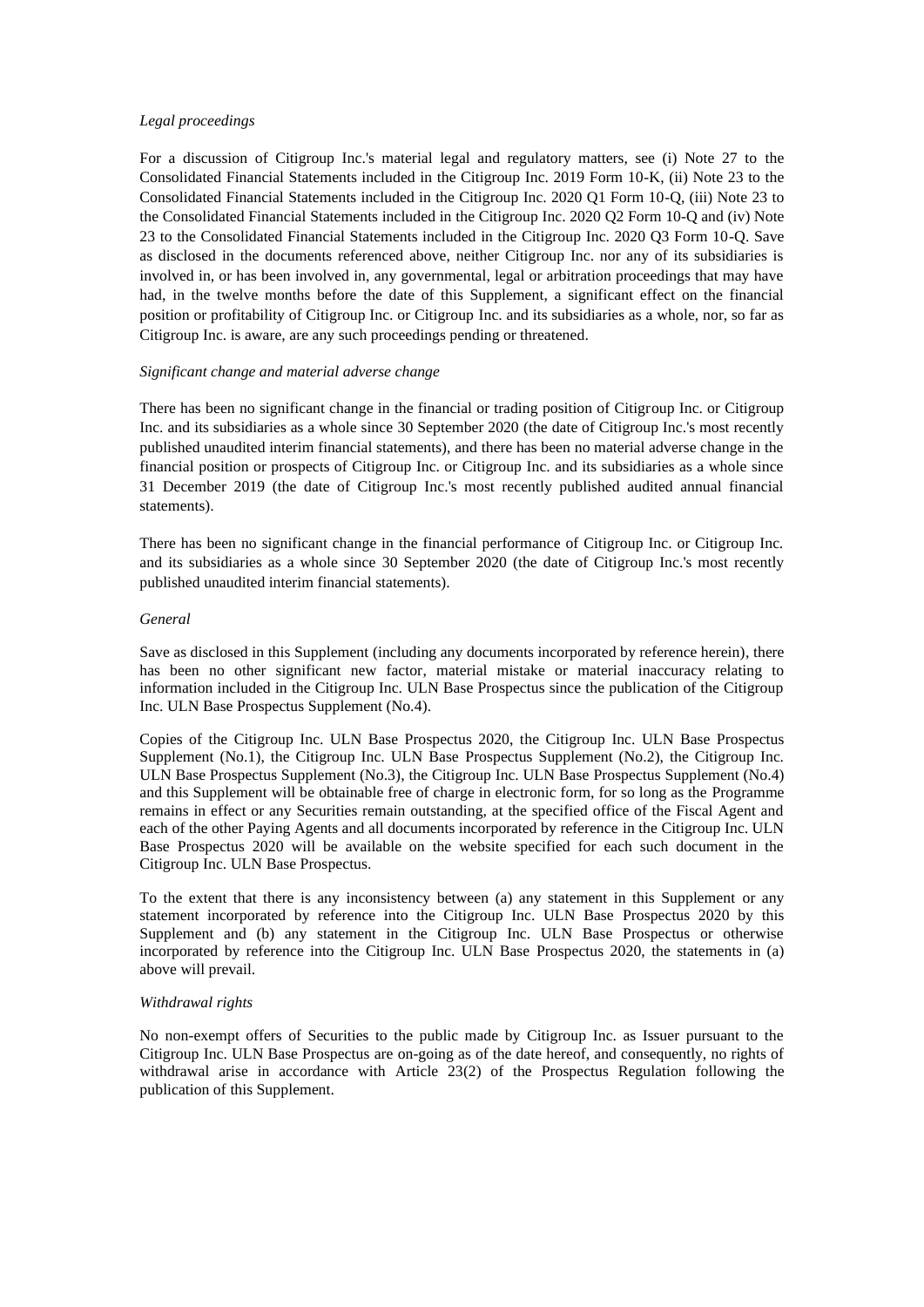*Legal proceedings*

For a discussion of Citigroup Inc.'s material legal and regulatory matters, see (i) Note 27 to the Consolidated Financial Statements included in the Citigroup Inc. 2019 Form 10-K, (ii) Note 23 to the Consolidated Financial Statements included in the Citigroup Inc. 2020 Q1 Form 10-Q, (iii) Note 23 to the Consolidated Financial Statements included in the Citigroup Inc. 2020 Q2 Form 10-Q and (iv) Note 23 to the Consolidated Financial Statements included in the Citigroup Inc. 2020 Q3 Form 10-Q. Save as disclosed in the documents referenced above, neither Citigroup Inc. nor any of its subsidiaries is involved in, or has been involved in, any governmental, legal or arbitration proceedings that may have had, in the twelve months before the date of this Supplement, a significant effect on the financial position or profitability of Citigroup Inc. or Citigroup Inc. and its subsidiaries as a whole, nor, so far as Citigroup Inc. is aware, are any such proceedings pending or threatened.

*Significant change and material adverse change*

There has been no significant change in the financial or trading position of Citigroup Inc. or Citigroup Inc. and its subsidiaries as a whole since 30 September 2020 (the date of Citigroup Inc.'s most recently published unaudited interim financial statements), and there has been no material adverse change in the financial position or prospects of Citigroup Inc. or Citigroup Inc. and its subsidiaries as a whole since 31 December 2019 (the date of Citigroup Inc.'s most recently published audited annual financial statements).

There has been no significant change in the financial performance of Citigroup Inc. or Citigroup Inc. and its subsidiaries as a whole since 30 September 2020 (the date of Citigroup Inc.'s most recently published unaudited interim financial statements).

*General*

Save as disclosed in this Supplement (including any documents incorporated by reference herein), there has been no other significant new factor, material mistake or material inaccuracy relating to information included in the Citigroup Inc. ULN Base Prospectus since the publication of the Citigroup Inc. ULN Base Prospectus Supplement (No.4).

Copies of the Citigroup Inc. ULN Base Prospectus 2020, the Citigroup Inc. ULN Base Prospectus Supplement (No.1), the Citigroup Inc. ULN Base Prospectus Supplement (No.2), the Citigroup Inc. ULN Base Prospectus Supplement (No.3), the Citigroup Inc. ULN Base Prospectus Supplement (No.4) and this Supplement will be obtainable free of charge in electronic form, for so long as the Programme remains in effect or any Securities remain outstanding, at the specified office of the Fiscal Agent and each of the other Paying Agents and all documents incorporated by reference in the Citigroup Inc. ULN Base Prospectus 2020 will be available on the website specified for each such document in the Citigroup Inc. ULN Base Prospectus.

To the extent that there is any inconsistency between (a) any statement in this Supplement or any statement incorporated by reference into the Citigroup Inc. ULN Base Prospectus 2020 by this Supplement and (b) any statement in the Citigroup Inc. ULN Base Prospectus or otherwise incorporated by reference into the Citigroup Inc. ULN Base Prospectus 2020, the statements in (a) above will prevail.

*Withdrawal rights*

No non-exempt offers of Securities to the public made by Citigroup Inc. as Issuer pursuant to the Citigroup Inc. ULN Base Prospectus are on-going as of the date hereof, and consequently, no rights of withdrawal arise in accordance with Article 23(2) of the Prospectus Regulation following the publication of this Supplement.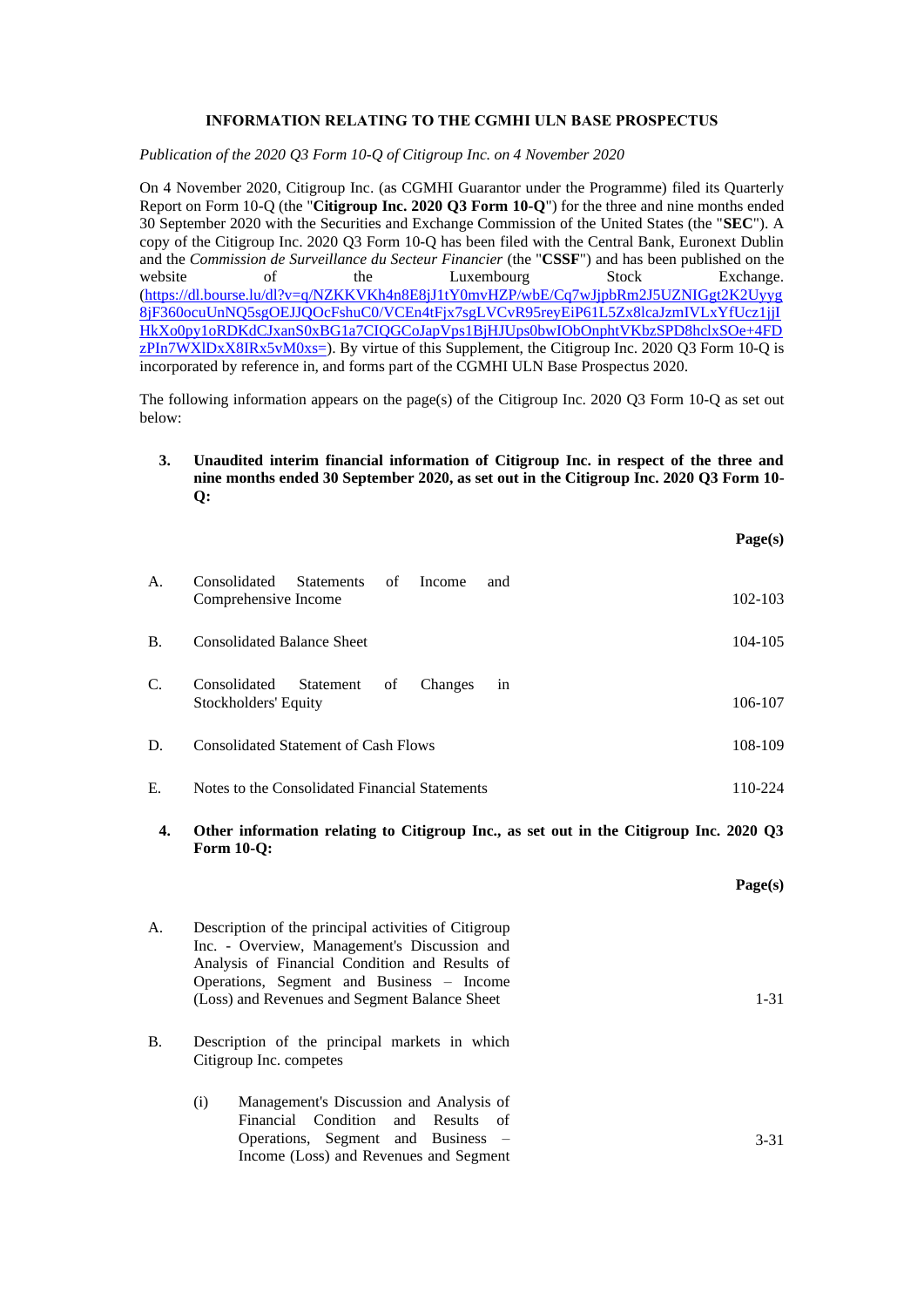**INFORMATION RELATING TO THE CGMHI ULN BASE PROSPECTUS**

*Publication of the 2020 Q3 Form 10-Q of Citigroup Inc. on 4 November 2020*

On 4 November 2020, Citigroup Inc. (as CGMHI Guarantor under the Programme) filed its Quarterly Report on Form 10-Q (the "**Citigroup Inc. 2020 Q3 Form 10-Q**") for the three and nine months ended 30 September 2020 with the Securities and Exchange Commission of the United States (the "**SEC**"). A copy of the Citigroup Inc. 2020 Q3 Form 10-Q has been filed with the Central Bank, Euronext Dublin and the *Commission de Surveillance du Secteur Financier* (the "**CSSF**") and has been published on the website of the Luxembourg Stock Exchange. (https://dl.bourse.lu/dl?v=q/NZKKVKh4n8E8jJ1tY0mvHZP/wbE/Cq7wJjpbRm2J5UZNIGgt2K2Uyyg8jF360ocuUnNQ5sgOEJJQOcFshuC0/VCEn4tFjx7sgLVCvR95reyEiP61L5Zx8lcaJzmIVLxYfUcz1jjIHkXo0py1oRDKdCJxanS0xBG1a7CIQGCoJapVps1BjHJUps0bwIObOnphtVKbzSPD8hclxSOe+4FDzPIn7WXlDxX8IRx5vM0xs=). By virtue of this Supplement, the Citigroup Inc. 2020 Q3 Form 10-Q is incorporated by reference in, and forms part of the CGMHI ULN Base Prospectus 2020.

The following information appears on the page(s) of the Citigroup Inc. 2020 Q3 Form 10-Q as set out below:

**3. Unaudited interim financial information of Citigroup Inc. in respect of the three and nine months ended 30 September 2020, as set out in the Citigroup Inc. 2020 Q3 Form 10-Q:**

| | | Page(s) |
|---|---|---|
| A. | Consolidated Statements of Income and Comprehensive Income | 102-103 |
| B. | Consolidated Balance Sheet | 104-105 |
| C. | Consolidated Statement of Changes in Stockholders' Equity | 106-107 |
| D. | Consolidated Statement of Cash Flows | 108-109 |
| E. | Notes to the Consolidated Financial Statements | 110-224 |

**4. Other information relating to Citigroup Inc., as set out in the Citigroup Inc. 2020 Q3 Form 10-Q:**

| | | Page(s) |
|---|---|---|
| A. | Description of the principal activities of Citigroup Inc. - Overview, Management's Discussion and Analysis of Financial Condition and Results of Operations, Segment and Business – Income (Loss) and Revenues and Segment Balance Sheet | 1-31 |
| B. | Description of the principal markets in which Citigroup Inc. competes | |
| | (i) Management's Discussion and Analysis of Financial Condition and Results of Operations, Segment and Business – Income (Loss) and Revenues and Segment | 3-31 |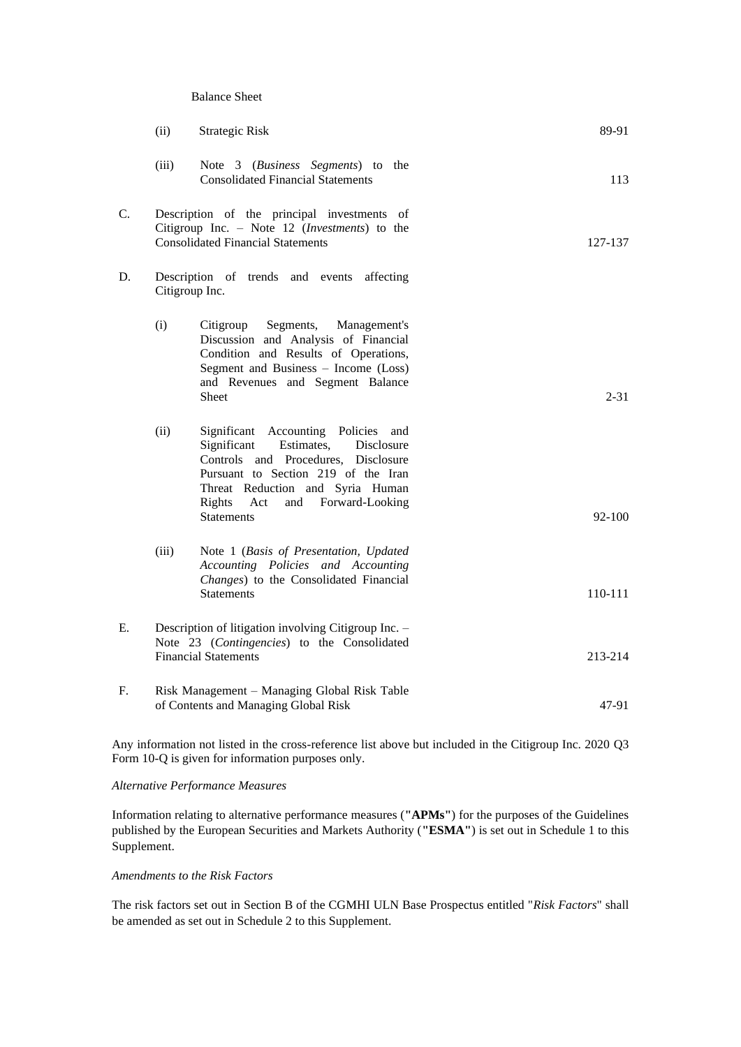| | | | |
|---|---|---|---|
| | | Balance Sheet | |
| | (ii) | Strategic Risk | 89-91 |
| | (iii) | Note 3 (*Business Segments*) to the Consolidated Financial Statements | 113 |
| C. | | Description of the principal investments of Citigroup Inc. – Note 12 (*Investments*) to the Consolidated Financial Statements | 127-137 |
| D. | | Description of trends and events affecting Citigroup Inc. | |
| | (i) | Citigroup Segments, Management's Discussion and Analysis of Financial Condition and Results of Operations, Segment and Business – Income (Loss) and Revenues and Segment Balance Sheet | 2-31 |
| | (ii) | Significant Accounting Policies and Significant Estimates, Disclosure Controls and Procedures, Disclosure Pursuant to Section 219 of the Iran Threat Reduction and Syria Human Rights Act and Forward-Looking Statements | 92-100 |
| | (iii) | Note 1 (*Basis of Presentation, Updated Accounting Policies and Accounting Changes*) to the Consolidated Financial Statements | 110-111 |
| E. | | Description of litigation involving Citigroup Inc. – Note 23 (*Contingencies*) to the Consolidated Financial Statements | 213-214 |
| F. | | Risk Management – Managing Global Risk Table of Contents and Managing Global Risk | 47-91 |

Any information not listed in the cross-reference list above but included in the Citigroup Inc. 2020 Q3 Form 10-Q is given for information purposes only.

*Alternative Performance Measures*

Information relating to alternative performance measures (**"APMs"**) for the purposes of the Guidelines published by the European Securities and Markets Authority (**"ESMA"**) is set out in Schedule 1 to this Supplement.

*Amendments to the Risk Factors*

The risk factors set out in Section B of the CGMHI ULN Base Prospectus entitled "*Risk Factors*" shall be amended as set out in Schedule 2 to this Supplement.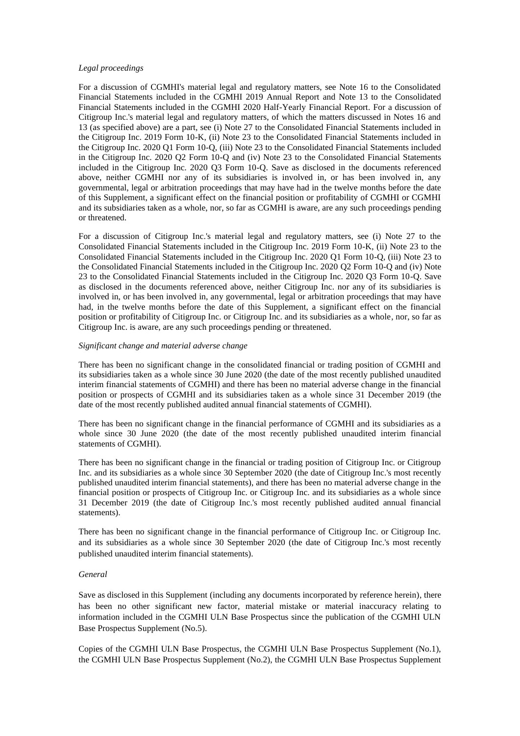*Legal proceedings*

For a discussion of CGMHI's material legal and regulatory matters, see Note 16 to the Consolidated Financial Statements included in the CGMHI 2019 Annual Report and Note 13 to the Consolidated Financial Statements included in the CGMHI 2020 Half-Yearly Financial Report. For a discussion of Citigroup Inc.'s material legal and regulatory matters, of which the matters discussed in Notes 16 and 13 (as specified above) are a part, see (i) Note 27 to the Consolidated Financial Statements included in the Citigroup Inc. 2019 Form 10-K, (ii) Note 23 to the Consolidated Financial Statements included in the Citigroup Inc. 2020 Q1 Form 10-Q, (iii) Note 23 to the Consolidated Financial Statements included in the Citigroup Inc. 2020 Q2 Form 10-Q and (iv) Note 23 to the Consolidated Financial Statements included in the Citigroup Inc. 2020 Q3 Form 10-Q. Save as disclosed in the documents referenced above, neither CGMHI nor any of its subsidiaries is involved in, or has been involved in, any governmental, legal or arbitration proceedings that may have had in the twelve months before the date of this Supplement, a significant effect on the financial position or profitability of CGMHI or CGMHI and its subsidiaries taken as a whole, nor, so far as CGMHI is aware, are any such proceedings pending or threatened.

For a discussion of Citigroup Inc.'s material legal and regulatory matters, see (i) Note 27 to the Consolidated Financial Statements included in the Citigroup Inc. 2019 Form 10-K, (ii) Note 23 to the Consolidated Financial Statements included in the Citigroup Inc. 2020 Q1 Form 10-Q, (iii) Note 23 to the Consolidated Financial Statements included in the Citigroup Inc. 2020 Q2 Form 10-Q and (iv) Note 23 to the Consolidated Financial Statements included in the Citigroup Inc. 2020 Q3 Form 10-Q. Save as disclosed in the documents referenced above, neither Citigroup Inc. nor any of its subsidiaries is involved in, or has been involved in, any governmental, legal or arbitration proceedings that may have had, in the twelve months before the date of this Supplement, a significant effect on the financial position or profitability of Citigroup Inc. or Citigroup Inc. and its subsidiaries as a whole, nor, so far as Citigroup Inc. is aware, are any such proceedings pending or threatened.

*Significant change and material adverse change*

There has been no significant change in the consolidated financial or trading position of CGMHI and its subsidiaries taken as a whole since 30 June 2020 (the date of the most recently published unaudited interim financial statements of CGMHI) and there has been no material adverse change in the financial position or prospects of CGMHI and its subsidiaries taken as a whole since 31 December 2019 (the date of the most recently published audited annual financial statements of CGMHI).

There has been no significant change in the financial performance of CGMHI and its subsidiaries as a whole since 30 June 2020 (the date of the most recently published unaudited interim financial statements of CGMHI).

There has been no significant change in the financial or trading position of Citigroup Inc. or Citigroup Inc. and its subsidiaries as a whole since 30 September 2020 (the date of Citigroup Inc.'s most recently published unaudited interim financial statements), and there has been no material adverse change in the financial position or prospects of Citigroup Inc. or Citigroup Inc. and its subsidiaries as a whole since 31 December 2019 (the date of Citigroup Inc.'s most recently published audited annual financial statements).

There has been no significant change in the financial performance of Citigroup Inc. or Citigroup Inc. and its subsidiaries as a whole since 30 September 2020 (the date of Citigroup Inc.'s most recently published unaudited interim financial statements).

*General*

Save as disclosed in this Supplement (including any documents incorporated by reference herein), there has been no other significant new factor, material mistake or material inaccuracy relating to information included in the CGMHI ULN Base Prospectus since the publication of the CGMHI ULN Base Prospectus Supplement (No.5).

Copies of the CGMHI ULN Base Prospectus, the CGMHI ULN Base Prospectus Supplement (No.1), the CGMHI ULN Base Prospectus Supplement (No.2), the CGMHI ULN Base Prospectus Supplement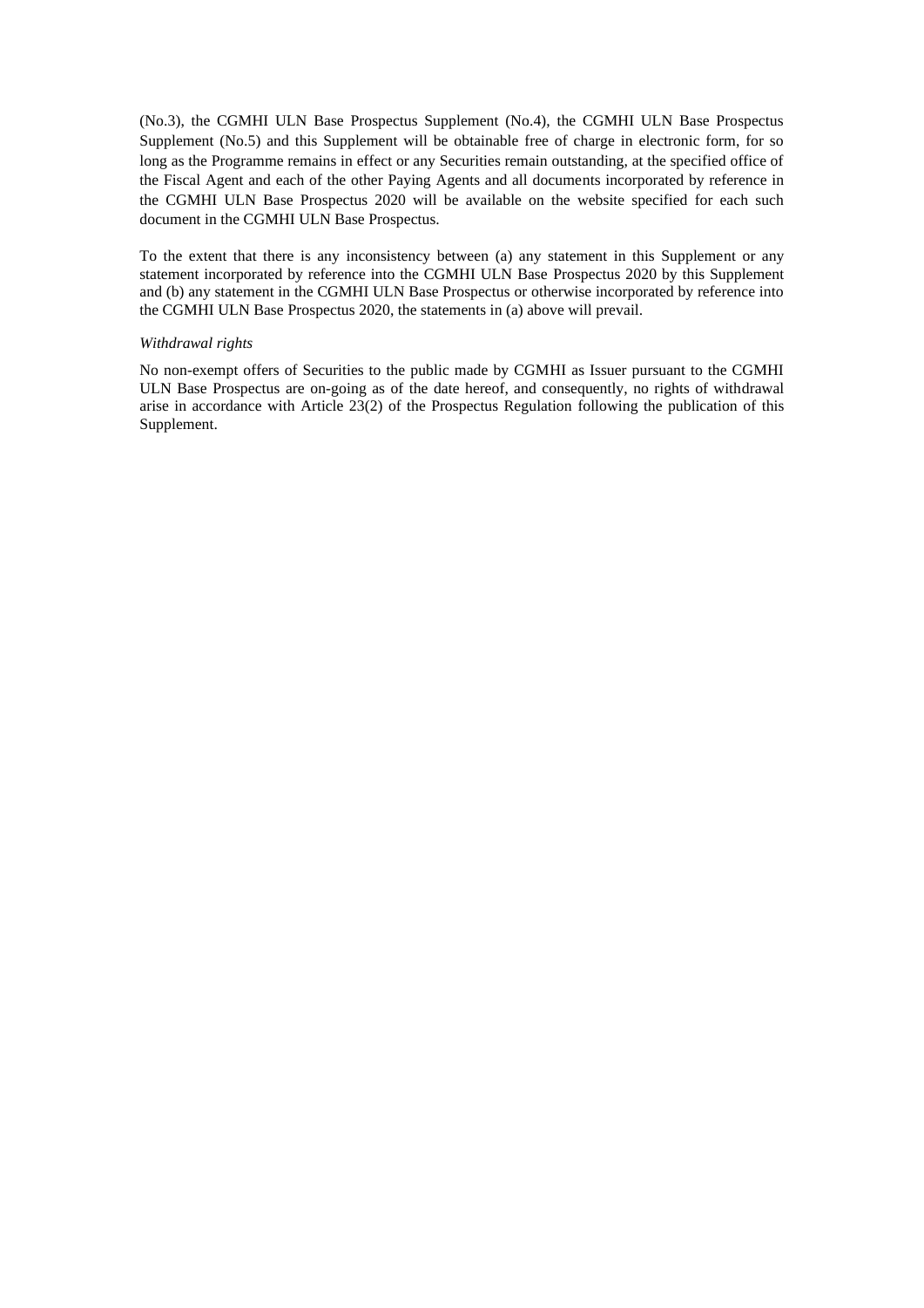(No.3), the CGMHI ULN Base Prospectus Supplement (No.4), the CGMHI ULN Base Prospectus Supplement (No.5) and this Supplement will be obtainable free of charge in electronic form, for so long as the Programme remains in effect or any Securities remain outstanding, at the specified office of the Fiscal Agent and each of the other Paying Agents and all documents incorporated by reference in the CGMHI ULN Base Prospectus 2020 will be available on the website specified for each such document in the CGMHI ULN Base Prospectus.

To the extent that there is any inconsistency between (a) any statement in this Supplement or any statement incorporated by reference into the CGMHI ULN Base Prospectus 2020 by this Supplement and (b) any statement in the CGMHI ULN Base Prospectus or otherwise incorporated by reference into the CGMHI ULN Base Prospectus 2020, the statements in (a) above will prevail.

*Withdrawal rights*

No non-exempt offers of Securities to the public made by CGMHI as Issuer pursuant to the CGMHI ULN Base Prospectus are on-going as of the date hereof, and consequently, no rights of withdrawal arise in accordance with Article 23(2) of the Prospectus Regulation following the publication of this Supplement.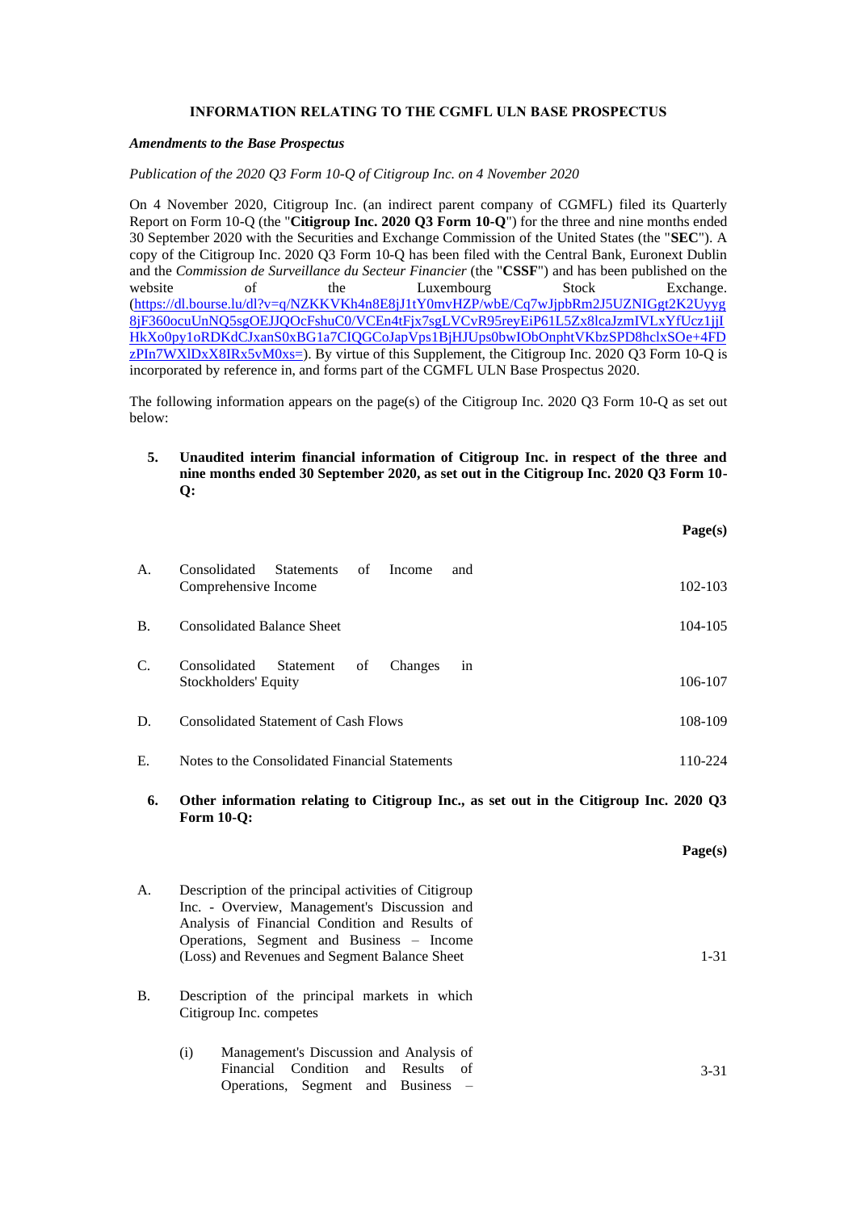## INFORMATION RELATING TO THE CGMFL ULN BASE PROSPECTUS

***Amendments to the Base Prospectus***

*Publication of the 2020 Q3 Form 10-Q of Citigroup Inc. on 4 November 2020*

On 4 November 2020, Citigroup Inc. (an indirect parent company of CGMFL) filed its Quarterly Report on Form 10-Q (the "**Citigroup Inc. 2020 Q3 Form 10-Q**") for the three and nine months ended 30 September 2020 with the Securities and Exchange Commission of the United States (the "**SEC**"). A copy of the Citigroup Inc. 2020 Q3 Form 10-Q has been filed with the Central Bank, Euronext Dublin and the *Commission de Surveillance du Secteur Financier* (the "**CSSF**") and has been published on the website of the Luxembourg Stock Exchange. (https://dl.bourse.lu/dl?v=q/NZKKVKh4n8E8jJ1tY0mvHZP/wbE/Cq7wJjpbRm2J5UZNIGgt2K2Uyyg8jF360ocuUnNQ5sgOEJJQOcFshuC0/VCEn4tFjx7sgLVCvR95reyEiP61L5Zx8lcaJzmIVLxYfUcz1jjIHkXo0py1oRDKdCJxanS0xBG1a7CIQGCoJapVps1BjHJUps0bwIObOnphtVKbzSPD8hclxSOe+4FDzPIn7WXlDxX8IRx5vM0xs=). By virtue of this Supplement, the Citigroup Inc. 2020 Q3 Form 10-Q is incorporated by reference in, and forms part of the CGMFL ULN Base Prospectus 2020.

The following information appears on the page(s) of the Citigroup Inc. 2020 Q3 Form 10-Q as set out below:

**5. Unaudited interim financial information of Citigroup Inc. in respect of the three and nine months ended 30 September 2020, as set out in the Citigroup Inc. 2020 Q3 Form 10-Q:**

| | | **Page(s)** |
|---|---|---|
| A. | Consolidated Statements of Income and Comprehensive Income | 102-103 |
| B. | Consolidated Balance Sheet | 104-105 |
| C. | Consolidated Statement of Changes in Stockholders' Equity | 106-107 |
| D. | Consolidated Statement of Cash Flows | 108-109 |
| E. | Notes to the Consolidated Financial Statements | 110-224 |

**6. Other information relating to Citigroup Inc., as set out in the Citigroup Inc. 2020 Q3 Form 10-Q:**

| | | **Page(s)** |
|---|---|---|
| A. | Description of the principal activities of Citigroup Inc. - Overview, Management's Discussion and Analysis of Financial Condition and Results of Operations, Segment and Business – Income (Loss) and Revenues and Segment Balance Sheet | 1-31 |
| B. | Description of the principal markets in which Citigroup Inc. competes | |
| | (i) Management's Discussion and Analysis of Financial Condition and Results of Operations, Segment and Business – | 3-31 |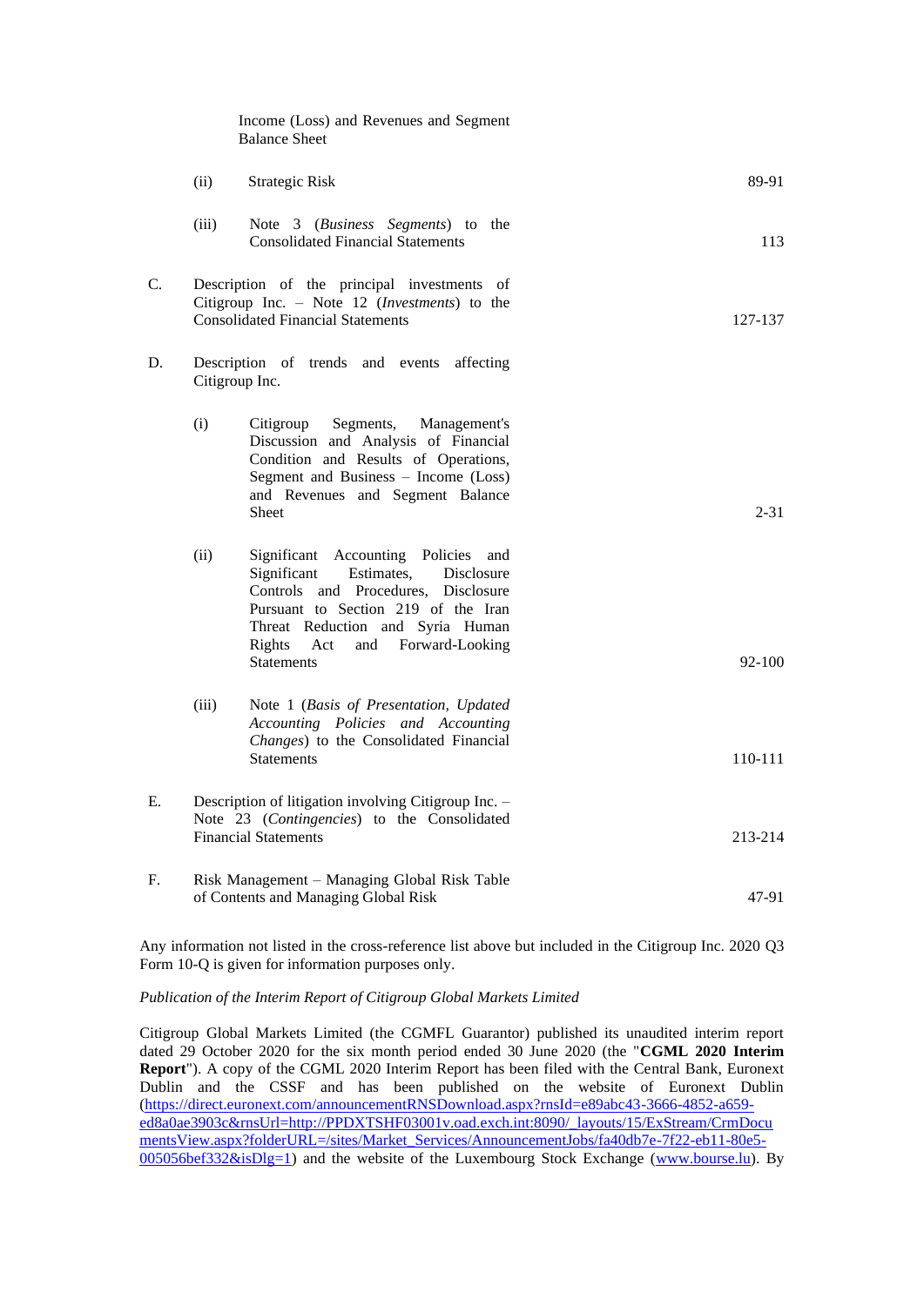| | | | |
|---|---|---|---|
| | | Income (Loss) and Revenues and Segment Balance Sheet | |
| | (ii) | Strategic Risk | 89-91 |
| | (iii) | Note 3 (*Business Segments*) to the Consolidated Financial Statements | 113 |
| C. | | Description of the principal investments of Citigroup Inc. – Note 12 (*Investments*) to the Consolidated Financial Statements | 127-137 |
| D. | | Description of trends and events affecting Citigroup Inc. | |
| | (i) | Citigroup Segments, Management's Discussion and Analysis of Financial Condition and Results of Operations, Segment and Business – Income (Loss) and Revenues and Segment Balance Sheet | 2-31 |
| | (ii) | Significant Accounting Policies and Significant Estimates, Disclosure Controls and Procedures, Disclosure Pursuant to Section 219 of the Iran Threat Reduction and Syria Human Rights Act and Forward-Looking Statements | 92-100 |
| | (iii) | Note 1 (*Basis of Presentation, Updated Accounting Policies and Accounting Changes*) to the Consolidated Financial Statements | 110-111 |
| E. | | Description of litigation involving Citigroup Inc. – Note 23 (*Contingencies*) to the Consolidated Financial Statements | 213-214 |
| F. | | Risk Management – Managing Global Risk Table of Contents and Managing Global Risk | 47-91 |

Any information not listed in the cross-reference list above but included in the Citigroup Inc. 2020 Q3 Form 10-Q is given for information purposes only.

*Publication of the Interim Report of Citigroup Global Markets Limited*

Citigroup Global Markets Limited (the CGMFL Guarantor) published its unaudited interim report dated 29 October 2020 for the six month period ended 30 June 2020 (the "**CGML 2020 Interim Report**"). A copy of the CGML 2020 Interim Report has been filed with the Central Bank, Euronext Dublin and the CSSF and has been published on the website of Euronext Dublin (https://direct.euronext.com/announcementRNSDownload.aspx?rnsId=e89abc43-3666-4852-a659-ed8a0ae3903c&rnsUrl=http://PPDXTSHF03001v.oad.exch.int:8090/_layouts/15/ExStream/CrmDocumentsView.aspx?folderURL=/sites/Market_Services/AnnouncementJobs/fa40db7e-7f22-eb11-80e5-005056bef332&isDlg=1) and the website of the Luxembourg Stock Exchange (www.bourse.lu). By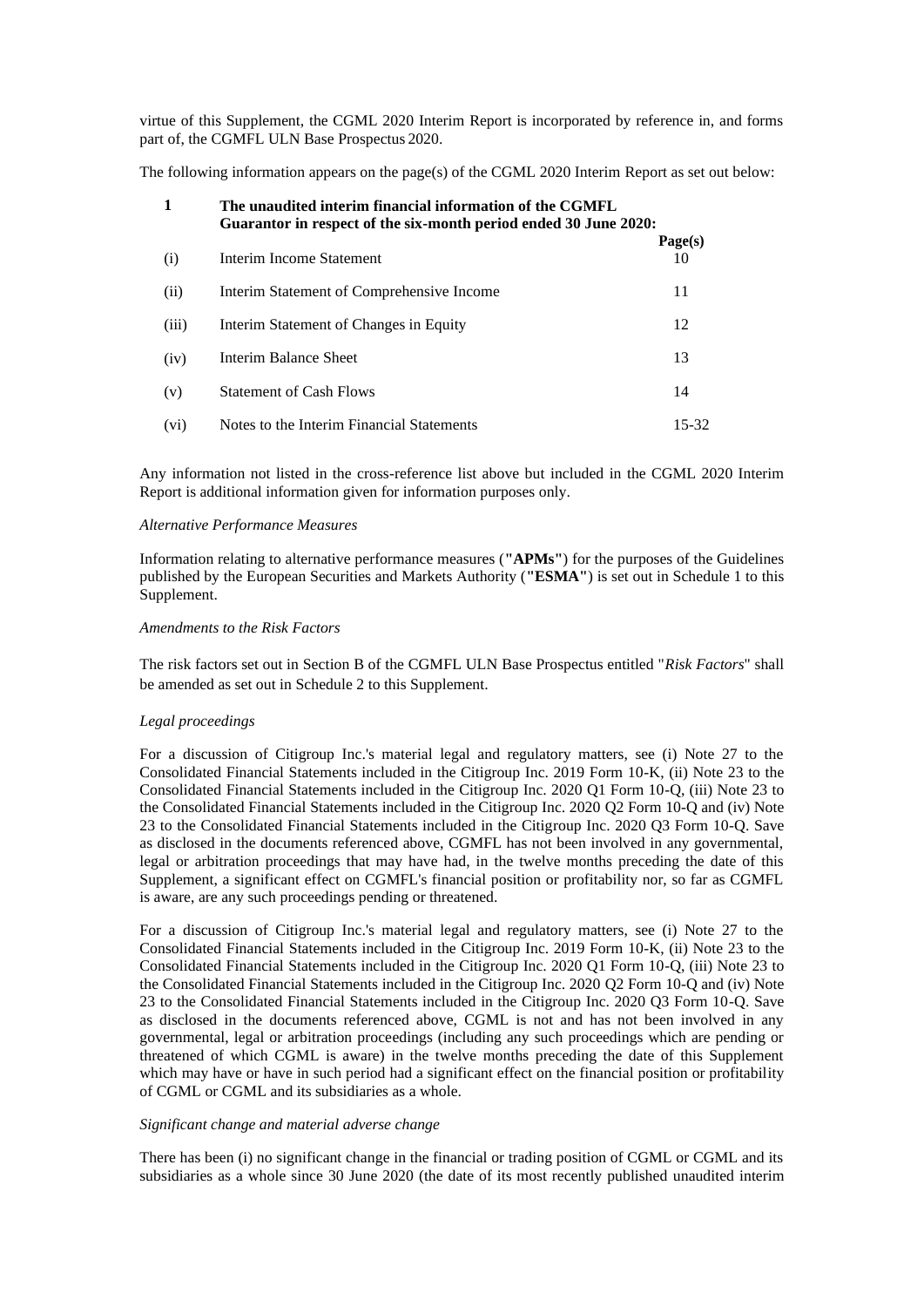virtue of this Supplement, the CGML 2020 Interim Report is incorporated by reference in, and forms part of, the CGMFL ULN Base Prospectus 2020.

The following information appears on the page(s) of the CGML 2020 Interim Report as set out below:

| **1** | **The unaudited interim financial information of the CGMFL Guarantor in respect of the six-month period ended 30 June 2020:** | **Page(s)** |
|---|---|---|
| (i) | Interim Income Statement | 10 |
| (ii) | Interim Statement of Comprehensive Income | 11 |
| (iii) | Interim Statement of Changes in Equity | 12 |
| (iv) | Interim Balance Sheet | 13 |
| (v) | Statement of Cash Flows | 14 |
| (vi) | Notes to the Interim Financial Statements | 15-32 |

Any information not listed in the cross-reference list above but included in the CGML 2020 Interim Report is additional information given for information purposes only.

*Alternative Performance Measures*

Information relating to alternative performance measures (**"APMs"**) for the purposes of the Guidelines published by the European Securities and Markets Authority (**"ESMA"**) is set out in Schedule 1 to this Supplement.

*Amendments to the Risk Factors*

The risk factors set out in Section B of the CGMFL ULN Base Prospectus entitled "*Risk Factors*" shall be amended as set out in Schedule 2 to this Supplement.

*Legal proceedings*

For a discussion of Citigroup Inc.'s material legal and regulatory matters, see (i) Note 27 to the Consolidated Financial Statements included in the Citigroup Inc. 2019 Form 10-K, (ii) Note 23 to the Consolidated Financial Statements included in the Citigroup Inc. 2020 Q1 Form 10-Q, (iii) Note 23 to the Consolidated Financial Statements included in the Citigroup Inc. 2020 Q2 Form 10-Q and (iv) Note 23 to the Consolidated Financial Statements included in the Citigroup Inc. 2020 Q3 Form 10-Q. Save as disclosed in the documents referenced above, CGMFL has not been involved in any governmental, legal or arbitration proceedings that may have had, in the twelve months preceding the date of this Supplement, a significant effect on CGMFL's financial position or profitability nor, so far as CGMFL is aware, are any such proceedings pending or threatened.

For a discussion of Citigroup Inc.'s material legal and regulatory matters, see (i) Note 27 to the Consolidated Financial Statements included in the Citigroup Inc. 2019 Form 10-K, (ii) Note 23 to the Consolidated Financial Statements included in the Citigroup Inc. 2020 Q1 Form 10-Q, (iii) Note 23 to the Consolidated Financial Statements included in the Citigroup Inc. 2020 Q2 Form 10-Q and (iv) Note 23 to the Consolidated Financial Statements included in the Citigroup Inc. 2020 Q3 Form 10-Q. Save as disclosed in the documents referenced above, CGML is not and has not been involved in any governmental, legal or arbitration proceedings (including any such proceedings which are pending or threatened of which CGML is aware) in the twelve months preceding the date of this Supplement which may have or have in such period had a significant effect on the financial position or profitability of CGML or CGML and its subsidiaries as a whole.

*Significant change and material adverse change*

There has been (i) no significant change in the financial or trading position of CGML or CGML and its subsidiaries as a whole since 30 June 2020 (the date of its most recently published unaudited interim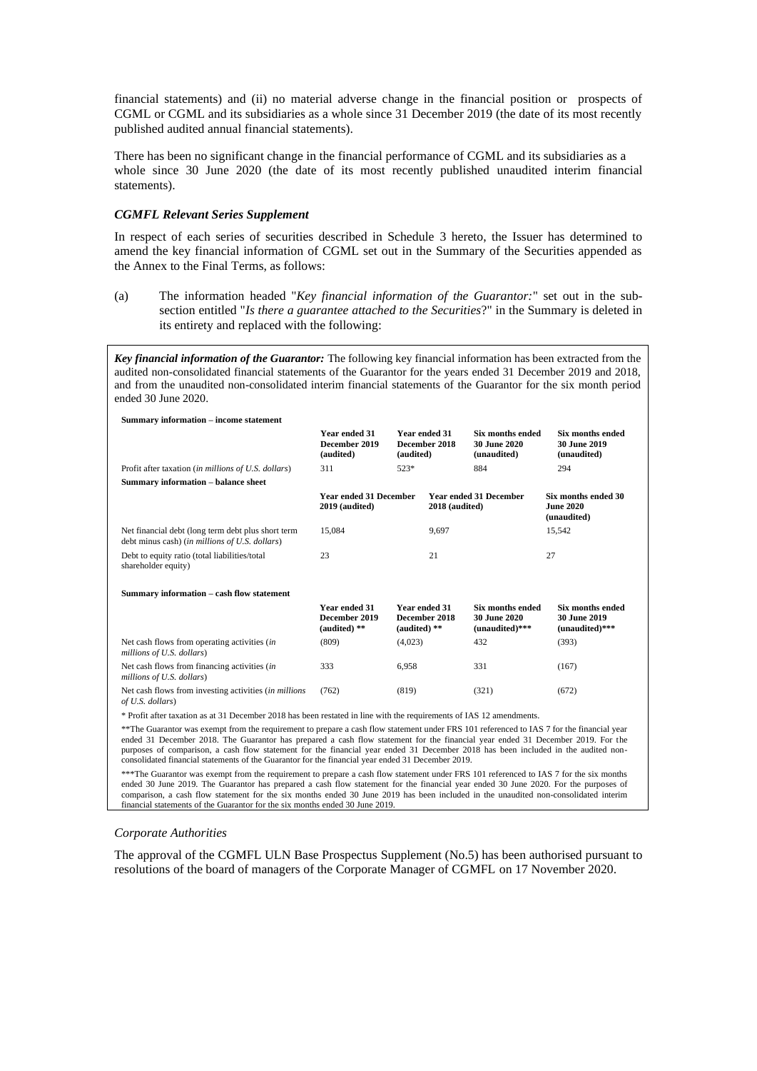financial statements) and (ii) no material adverse change in the financial position or prospects of CGML or CGML and its subsidiaries as a whole since 31 December 2019 (the date of its most recently published audited annual financial statements).

There has been no significant change in the financial performance of CGML and its subsidiaries as a whole since 30 June 2020 (the date of its most recently published unaudited interim financial statements).

### *CGMFL Relevant Series Supplement*

In respect of each series of securities described in Schedule 3 hereto, the Issuer has determined to amend the key financial information of CGML set out in the Summary of the Securities appended as the Annex to the Final Terms, as follows:

(a) The information headed "*Key financial information of the Guarantor:*" set out in the sub-section entitled "*Is there a guarantee attached to the Securities*?" in the Summary is deleted in its entirety and replaced with the following:

***Key financial information of the Guarantor:*** The following key financial information has been extracted from the audited non-consolidated financial statements of the Guarantor for the years ended 31 December 2019 and 2018, and from the unaudited non-consolidated interim financial statements of the Guarantor for the six month period ended 30 June 2020.

**Summary information – income statement**

| | Year ended 31 December 2019 (audited) | Year ended 31 December 2018 (audited) | Six months ended 30 June 2020 (unaudited) | Six months ended 30 June 2019 (unaudited) |
|---|---|---|---|---|
| Profit after taxation (*in millions of U.S. dollars*) | 311 | 523* | 884 | 294 |

**Summary information – balance sheet**

| | Year ended 31 December 2019 (audited) | Year ended 31 December 2018 (audited) | Six months ended 30 June 2020 (unaudited) |
|---|---|---|---|
| Net financial debt (long term debt plus short term debt minus cash) (*in millions of U.S. dollars*) | 15,084 | 9,697 | 15,542 |
| Debt to equity ratio (total liabilities/total shareholder equity) | 23 | 21 | 27 |

**Summary information – cash flow statement**

| | Year ended 31 December 2019 (audited) ** | Year ended 31 December 2018 (audited) ** | Six months ended 30 June 2020 (unaudited)*** | Six months ended 30 June 2019 (unaudited)*** |
|---|---|---|---|---|
| Net cash flows from operating activities (*in millions of U.S. dollars*) | (809) | (4,023) | 432 | (393) |
| Net cash flows from financing activities (*in millions of U.S. dollars*) | 333 | 6,958 | 331 | (167) |
| Net cash flows from investing activities (*in millions of U.S. dollars*) | (762) | (819) | (321) | (672) |

* Profit after taxation as at 31 December 2018 has been restated in line with the requirements of IAS 12 amendments.

**The Guarantor was exempt from the requirement to prepare a cash flow statement under FRS 101 referenced to IAS 7 for the financial year ended 31 December 2018. The Guarantor has prepared a cash flow statement for the financial year ended 31 December 2019. For the purposes of comparison, a cash flow statement for the financial year ended 31 December 2018 has been included in the audited non-consolidated financial statements of the Guarantor for the financial year ended 31 December 2019.

***The Guarantor was exempt from the requirement to prepare a cash flow statement under FRS 101 referenced to IAS 7 for the six months ended 30 June 2019. The Guarantor has prepared a cash flow statement for the financial year ended 30 June 2020. For the purposes of comparison, a cash flow statement for the six months ended 30 June 2019 has been included in the unaudited non-consolidated interim financial statements of the Guarantor for the six months ended 30 June 2019.

### *Corporate Authorities*

The approval of the CGMFL ULN Base Prospectus Supplement (No.5) has been authorised pursuant to resolutions of the board of managers of the Corporate Manager of CGMFL on 17 November 2020.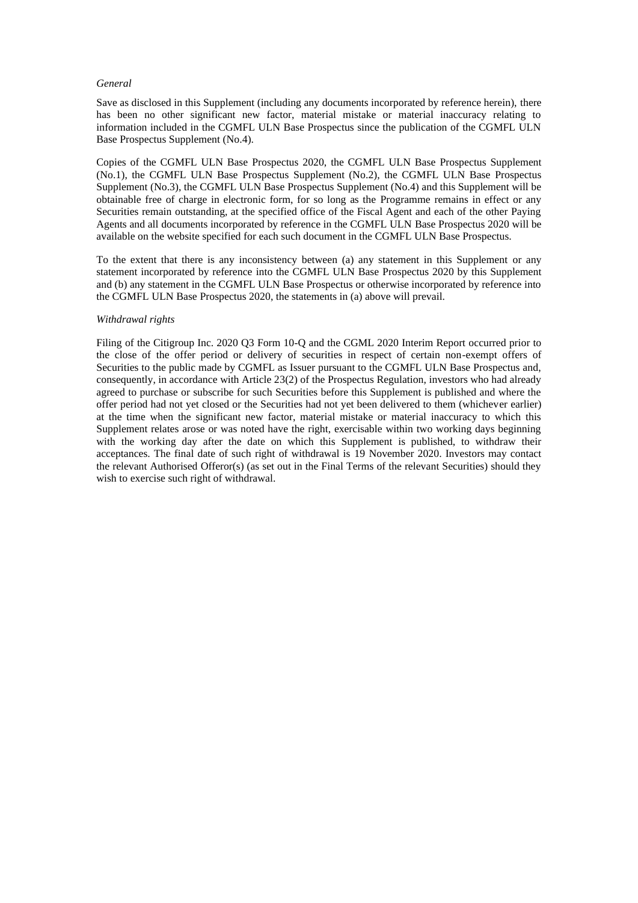*General*

Save as disclosed in this Supplement (including any documents incorporated by reference herein), there has been no other significant new factor, material mistake or material inaccuracy relating to information included in the CGMFL ULN Base Prospectus since the publication of the CGMFL ULN Base Prospectus Supplement (No.4).

Copies of the CGMFL ULN Base Prospectus 2020, the CGMFL ULN Base Prospectus Supplement (No.1), the CGMFL ULN Base Prospectus Supplement (No.2), the CGMFL ULN Base Prospectus Supplement (No.3), the CGMFL ULN Base Prospectus Supplement (No.4) and this Supplement will be obtainable free of charge in electronic form, for so long as the Programme remains in effect or any Securities remain outstanding, at the specified office of the Fiscal Agent and each of the other Paying Agents and all documents incorporated by reference in the CGMFL ULN Base Prospectus 2020 will be available on the website specified for each such document in the CGMFL ULN Base Prospectus.

To the extent that there is any inconsistency between (a) any statement in this Supplement or any statement incorporated by reference into the CGMFL ULN Base Prospectus 2020 by this Supplement and (b) any statement in the CGMFL ULN Base Prospectus or otherwise incorporated by reference into the CGMFL ULN Base Prospectus 2020, the statements in (a) above will prevail.

*Withdrawal rights*

Filing of the Citigroup Inc. 2020 Q3 Form 10-Q and the CGML 2020 Interim Report occurred prior to the close of the offer period or delivery of securities in respect of certain non-exempt offers of Securities to the public made by CGMFL as Issuer pursuant to the CGMFL ULN Base Prospectus and, consequently, in accordance with Article 23(2) of the Prospectus Regulation, investors who had already agreed to purchase or subscribe for such Securities before this Supplement is published and where the offer period had not yet closed or the Securities had not yet been delivered to them (whichever earlier) at the time when the significant new factor, material mistake or material inaccuracy to which this Supplement relates arose or was noted have the right, exercisable within two working days beginning with the working day after the date on which this Supplement is published, to withdraw their acceptances. The final date of such right of withdrawal is 19 November 2020. Investors may contact the relevant Authorised Offeror(s) (as set out in the Final Terms of the relevant Securities) should they wish to exercise such right of withdrawal.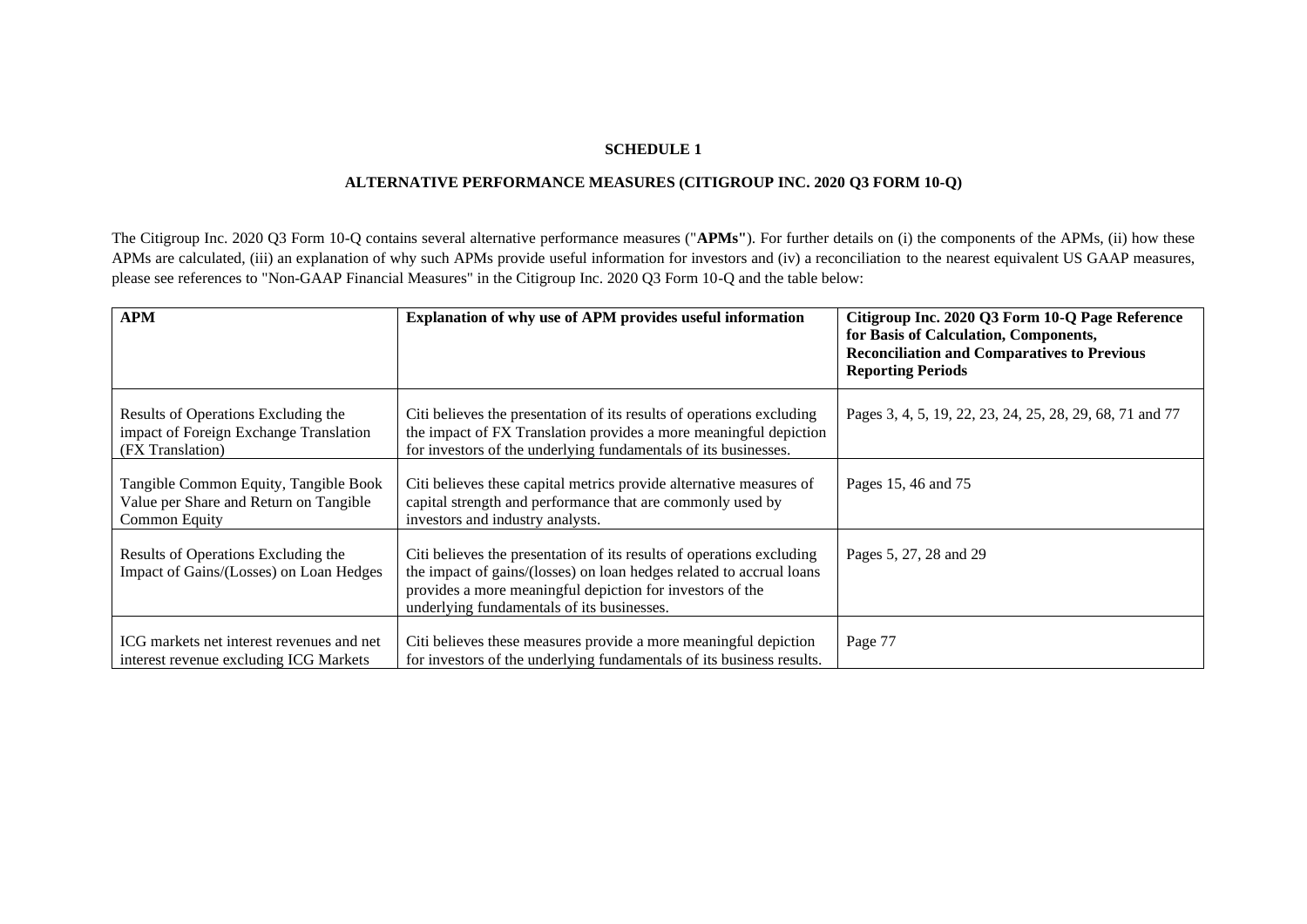**SCHEDULE 1**

**ALTERNATIVE PERFORMANCE MEASURES (CITIGROUP INC. 2020 Q3 FORM 10-Q)**

The Citigroup Inc. 2020 Q3 Form 10-Q contains several alternative performance measures ("**APMs**"). For further details on (i) the components of the APMs, (ii) how these APMs are calculated, (iii) an explanation of why such APMs provide useful information for investors and (iv) a reconciliation to the nearest equivalent US GAAP measures, please see references to "Non-GAAP Financial Measures" in the Citigroup Inc. 2020 Q3 Form 10-Q and the table below:

| APM | Explanation of why use of APM provides useful information | Citigroup Inc. 2020 Q3 Form 10-Q Page Reference for Basis of Calculation, Components, Reconciliation and Comparatives to Previous Reporting Periods |
|---|---|---|
| Results of Operations Excluding the impact of Foreign Exchange Translation (FX Translation) | Citi believes the presentation of its results of operations excluding the impact of FX Translation provides a more meaningful depiction for investors of the underlying fundamentals of its businesses. | Pages 3, 4, 5, 19, 22, 23, 24, 25, 28, 29, 68, 71 and 77 |
| Tangible Common Equity, Tangible Book Value per Share and Return on Tangible Common Equity | Citi believes these capital metrics provide alternative measures of capital strength and performance that are commonly used by investors and industry analysts. | Pages 15, 46 and 75 |
| Results of Operations Excluding the Impact of Gains/(Losses) on Loan Hedges | Citi believes the presentation of its results of operations excluding the impact of gains/(losses) on loan hedges related to accrual loans provides a more meaningful depiction for investors of the underlying fundamentals of its businesses. | Pages 5, 27, 28 and 29 |
| ICG markets net interest revenues and net interest revenue excluding ICG Markets | Citi believes these measures provide a more meaningful depiction for investors of the underlying fundamentals of its business results. | Page 77 |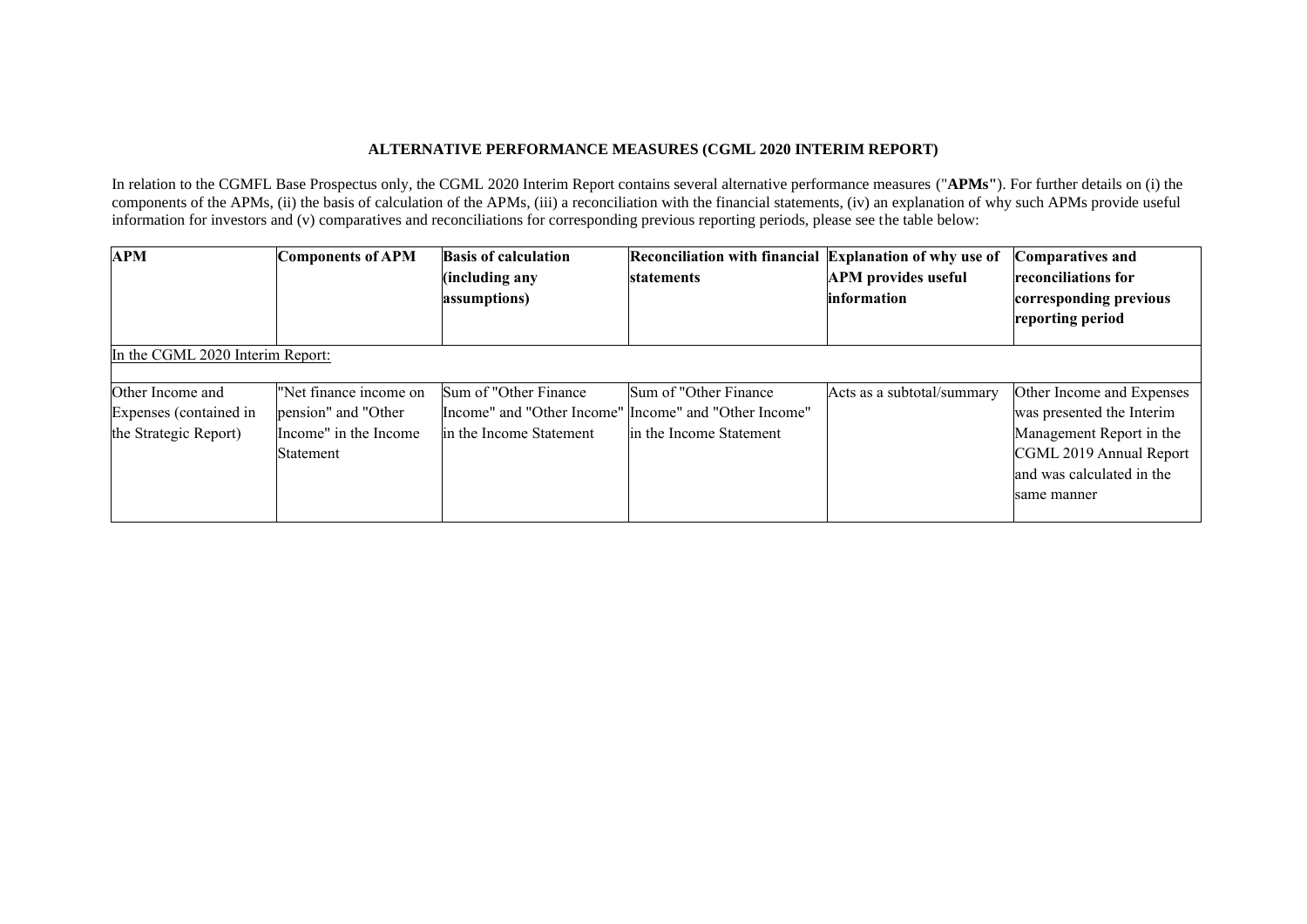**ALTERNATIVE PERFORMANCE MEASURES (CGML 2020 INTERIM REPORT)**

In relation to the CGMFL Base Prospectus only, the CGML 2020 Interim Report contains several alternative performance measures ("**APMs**"). For further details on (i) the components of the APMs, (ii) the basis of calculation of the APMs, (iii) a reconciliation with the financial statements, (iv) an explanation of why such APMs provide useful information for investors and (v) comparatives and reconciliations for corresponding previous reporting periods, please see the table below:

| **APM** | **Components of APM** | **Basis of calculation (including any assumptions)** | **Reconciliation with financial statements** | **Explanation of why use of APM provides useful information** | **Comparatives and reconciliations for corresponding previous reporting period** |
|---|---|---|---|---|---|
| In the CGML 2020 Interim Report: | | | | | |
| Other Income and Expenses (contained in the Strategic Report) | "Net finance income on pension" and "Other Income" in the Income Statement | Sum of "Other Finance Income" and "Other Income" in the Income Statement | Sum of "Other Finance Income" and "Other Income" in the Income Statement | Acts as a subtotal/summary | Other Income and Expenses was presented the Interim Management Report in the CGML 2019 Annual Report and was calculated in the same manner |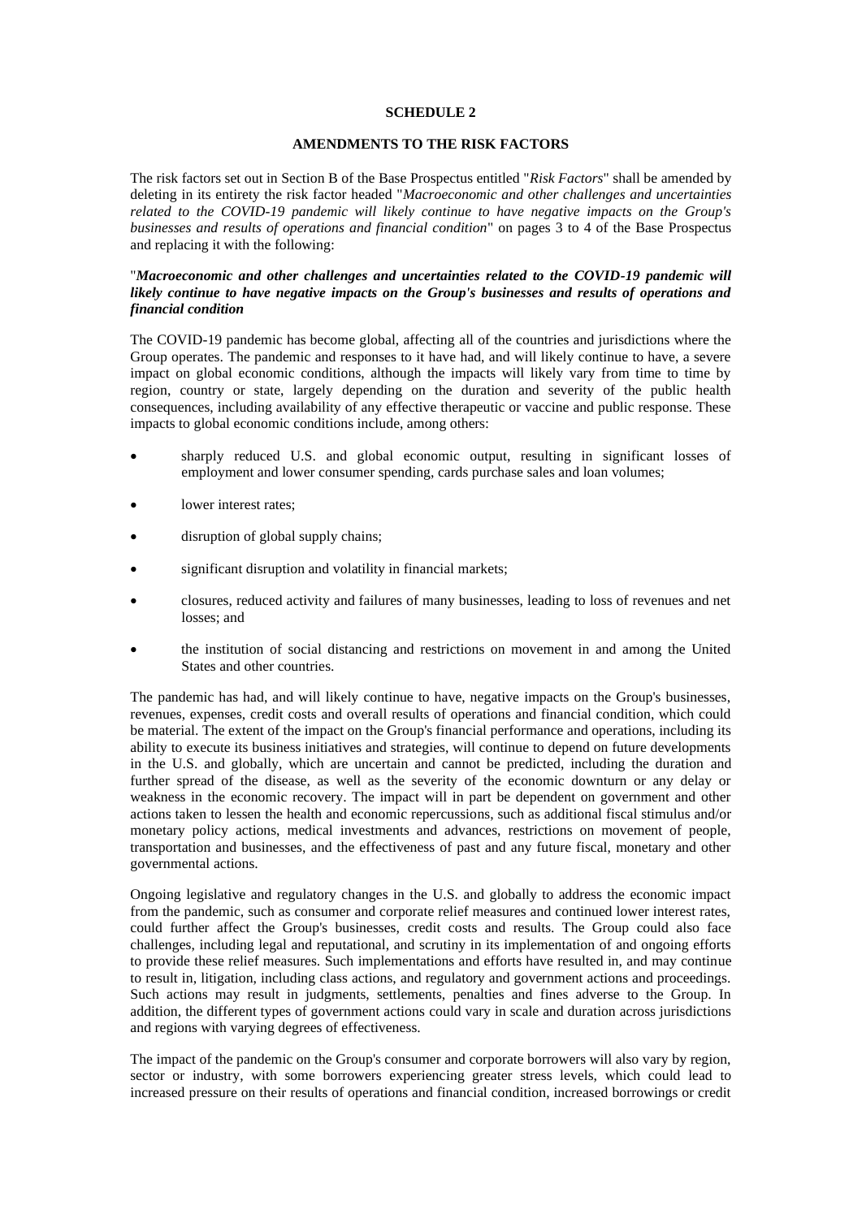**SCHEDULE 2**

**AMENDMENTS TO THE RISK FACTORS**

The risk factors set out in Section B of the Base Prospectus entitled "*Risk Factors*" shall be amended by deleting in its entirety the risk factor headed "*Macroeconomic and other challenges and uncertainties related to the COVID-19 pandemic will likely continue to have negative impacts on the Group's businesses and results of operations and financial condition*" on pages 3 to 4 of the Base Prospectus and replacing it with the following:

"***Macroeconomic and other challenges and uncertainties related to the COVID-19 pandemic will likely continue to have negative impacts on the Group's businesses and results of operations and financial condition***

The COVID-19 pandemic has become global, affecting all of the countries and jurisdictions where the Group operates. The pandemic and responses to it have had, and will likely continue to have, a severe impact on global economic conditions, although the impacts will likely vary from time to time by region, country or state, largely depending on the duration and severity of the public health consequences, including availability of any effective therapeutic or vaccine and public response. These impacts to global economic conditions include, among others:

- sharply reduced U.S. and global economic output, resulting in significant losses of employment and lower consumer spending, cards purchase sales and loan volumes;
- lower interest rates;
- disruption of global supply chains;
- significant disruption and volatility in financial markets;
- closures, reduced activity and failures of many businesses, leading to loss of revenues and net losses; and
- the institution of social distancing and restrictions on movement in and among the United States and other countries.

The pandemic has had, and will likely continue to have, negative impacts on the Group's businesses, revenues, expenses, credit costs and overall results of operations and financial condition, which could be material. The extent of the impact on the Group's financial performance and operations, including its ability to execute its business initiatives and strategies, will continue to depend on future developments in the U.S. and globally, which are uncertain and cannot be predicted, including the duration and further spread of the disease, as well as the severity of the economic downturn or any delay or weakness in the economic recovery. The impact will in part be dependent on government and other actions taken to lessen the health and economic repercussions, such as additional fiscal stimulus and/or monetary policy actions, medical investments and advances, restrictions on movement of people, transportation and businesses, and the effectiveness of past and any future fiscal, monetary and other governmental actions.

Ongoing legislative and regulatory changes in the U.S. and globally to address the economic impact from the pandemic, such as consumer and corporate relief measures and continued lower interest rates, could further affect the Group's businesses, credit costs and results. The Group could also face challenges, including legal and reputational, and scrutiny in its implementation of and ongoing efforts to provide these relief measures. Such implementations and efforts have resulted in, and may continue to result in, litigation, including class actions, and regulatory and government actions and proceedings. Such actions may result in judgments, settlements, penalties and fines adverse to the Group. In addition, the different types of government actions could vary in scale and duration across jurisdictions and regions with varying degrees of effectiveness.

The impact of the pandemic on the Group's consumer and corporate borrowers will also vary by region, sector or industry, with some borrowers experiencing greater stress levels, which could lead to increased pressure on their results of operations and financial condition, increased borrowings or credit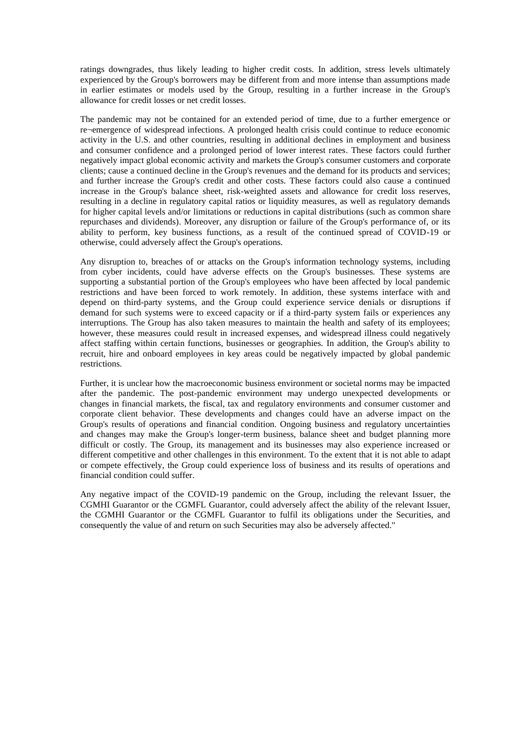ratings downgrades, thus likely leading to higher credit costs. In addition, stress levels ultimately experienced by the Group's borrowers may be different from and more intense than assumptions made in earlier estimates or models used by the Group, resulting in a further increase in the Group's allowance for credit losses or net credit losses.

The pandemic may not be contained for an extended period of time, due to a further emergence or re¬emergence of widespread infections. A prolonged health crisis could continue to reduce economic activity in the U.S. and other countries, resulting in additional declines in employment and business and consumer confidence and a prolonged period of lower interest rates. These factors could further negatively impact global economic activity and markets the Group's consumer customers and corporate clients; cause a continued decline in the Group's revenues and the demand for its products and services; and further increase the Group's credit and other costs. These factors could also cause a continued increase in the Group's balance sheet, risk-weighted assets and allowance for credit loss reserves, resulting in a decline in regulatory capital ratios or liquidity measures, as well as regulatory demands for higher capital levels and/or limitations or reductions in capital distributions (such as common share repurchases and dividends). Moreover, any disruption or failure of the Group's performance of, or its ability to perform, key business functions, as a result of the continued spread of COVID-19 or otherwise, could adversely affect the Group's operations.

Any disruption to, breaches of or attacks on the Group's information technology systems, including from cyber incidents, could have adverse effects on the Group's businesses. These systems are supporting a substantial portion of the Group's employees who have been affected by local pandemic restrictions and have been forced to work remotely. In addition, these systems interface with and depend on third-party systems, and the Group could experience service denials or disruptions if demand for such systems were to exceed capacity or if a third-party system fails or experiences any interruptions. The Group has also taken measures to maintain the health and safety of its employees; however, these measures could result in increased expenses, and widespread illness could negatively affect staffing within certain functions, businesses or geographies. In addition, the Group's ability to recruit, hire and onboard employees in key areas could be negatively impacted by global pandemic restrictions.

Further, it is unclear how the macroeconomic business environment or societal norms may be impacted after the pandemic. The post-pandemic environment may undergo unexpected developments or changes in financial markets, the fiscal, tax and regulatory environments and consumer customer and corporate client behavior. These developments and changes could have an adverse impact on the Group's results of operations and financial condition. Ongoing business and regulatory uncertainties and changes may make the Group's longer-term business, balance sheet and budget planning more difficult or costly. The Group, its management and its businesses may also experience increased or different competitive and other challenges in this environment. To the extent that it is not able to adapt or compete effectively, the Group could experience loss of business and its results of operations and financial condition could suffer.

Any negative impact of the COVID-19 pandemic on the Group, including the relevant Issuer, the CGMHI Guarantor or the CGMFL Guarantor, could adversely affect the ability of the relevant Issuer, the CGMHI Guarantor or the CGMFL Guarantor to fulfil its obligations under the Securities, and consequently the value of and return on such Securities may also be adversely affected."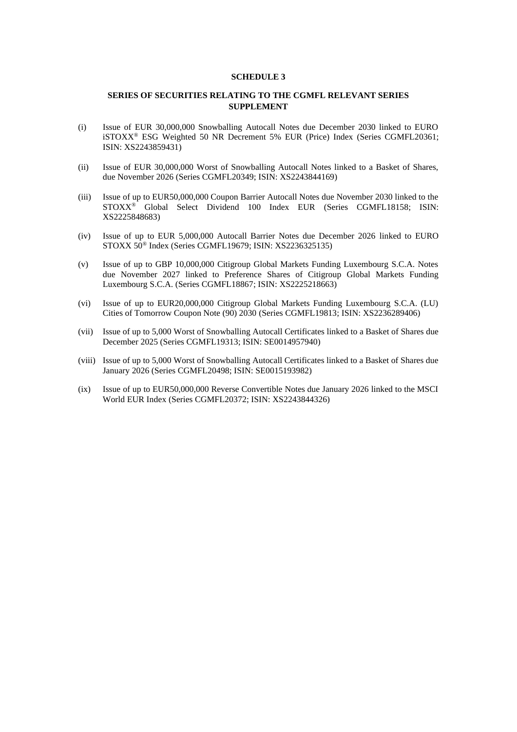## SCHEDULE 3

## SERIES OF SECURITIES RELATING TO THE CGMFL RELEVANT SERIES SUPPLEMENT

(i) Issue of EUR 30,000,000 Snowballing Autocall Notes due December 2030 linked to EURO iSTOXX® ESG Weighted 50 NR Decrement 5% EUR (Price) Index (Series CGMFL20361; ISIN: XS2243859431)

(ii) Issue of EUR 30,000,000 Worst of Snowballing Autocall Notes linked to a Basket of Shares, due November 2026 (Series CGMFL20349; ISIN: XS2243844169)

(iii) Issue of up to EUR50,000,000 Coupon Barrier Autocall Notes due November 2030 linked to the STOXX® Global Select Dividend 100 Index EUR (Series CGMFL18158; ISIN: XS2225848683)

(iv) Issue of up to EUR 5,000,000 Autocall Barrier Notes due December 2026 linked to EURO STOXX 50® Index (Series CGMFL19679; ISIN: XS2236325135)

(v) Issue of up to GBP 10,000,000 Citigroup Global Markets Funding Luxembourg S.C.A. Notes due November 2027 linked to Preference Shares of Citigroup Global Markets Funding Luxembourg S.C.A. (Series CGMFL18867; ISIN: XS2225218663)

(vi) Issue of up to EUR20,000,000 Citigroup Global Markets Funding Luxembourg S.C.A. (LU) Cities of Tomorrow Coupon Note (90) 2030 (Series CGMFL19813; ISIN: XS2236289406)

(vii) Issue of up to 5,000 Worst of Snowballing Autocall Certificates linked to a Basket of Shares due December 2025 (Series CGMFL19313; ISIN: SE0014957940)

(viii) Issue of up to 5,000 Worst of Snowballing Autocall Certificates linked to a Basket of Shares due January 2026 (Series CGMFL20498; ISIN: SE0015193982)

(ix) Issue of up to EUR50,000,000 Reverse Convertible Notes due January 2026 linked to the MSCI World EUR Index (Series CGMFL20372; ISIN: XS2243844326)